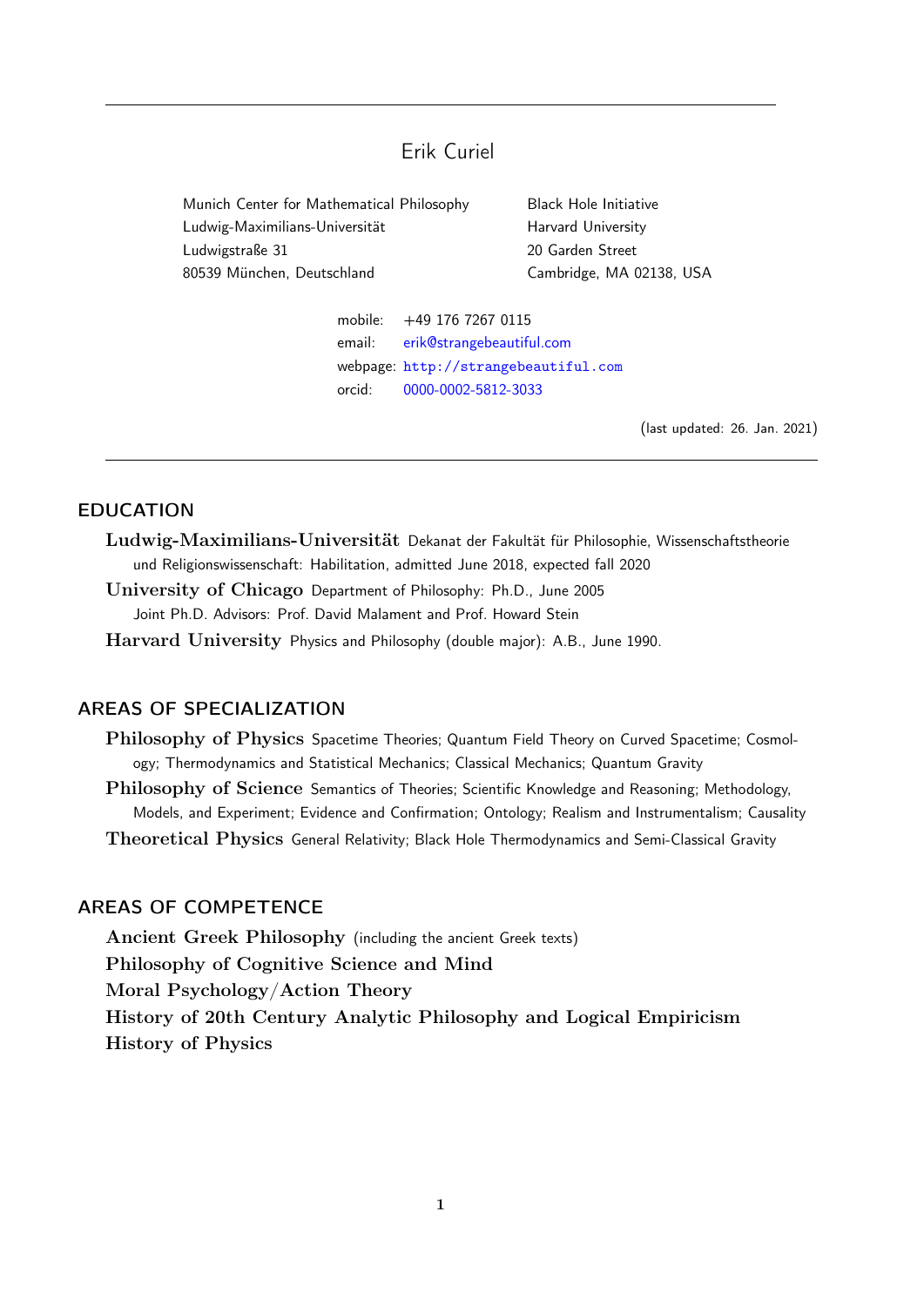# Erik Curiel

Munich Center for Mathematical Philosophy
Ludwig-Maximilians-Universität
Ludwigstraße 31
80539 München, Deutschland

Black Hole Initiative
Harvard University
20 Garden Street
Cambridge, MA 02138, USA

mobile: +49 176 7267 0115
email: erik@strangebeautiful.com
webpage: http://strangebeautiful.com
orcid: 0000-0002-5812-3033

(last updated: 26. Jan. 2021)

---

## EDUCATION

**Ludwig-Maximilians-Universität** Dekanat der Fakultät für Philosophie, Wissenschaftstheorie und Religionswissenschaft: Habilitation, admitted June 2018, expected fall 2020

**University of Chicago** Department of Philosophy: Ph.D., June 2005
Joint Ph.D. Advisors: Prof. David Malament and Prof. Howard Stein

**Harvard University** Physics and Philosophy (double major): A.B., June 1990.

## AREAS OF SPECIALIZATION

**Philosophy of Physics** Spacetime Theories; Quantum Field Theory on Curved Spacetime; Cosmology; Thermodynamics and Statistical Mechanics; Classical Mechanics; Quantum Gravity

**Philosophy of Science** Semantics of Theories; Scientific Knowledge and Reasoning; Methodology, Models, and Experiment; Evidence and Confirmation; Ontology; Realism and Instrumentalism; Causality

**Theoretical Physics** General Relativity; Black Hole Thermodynamics and Semi-Classical Gravity

## AREAS OF COMPETENCE

**Ancient Greek Philosophy** (including the ancient Greek texts)

**Philosophy of Cognitive Science and Mind**

**Moral Psychology/Action Theory**

**History of 20th Century Analytic Philosophy and Logical Empiricism**

**History of Physics**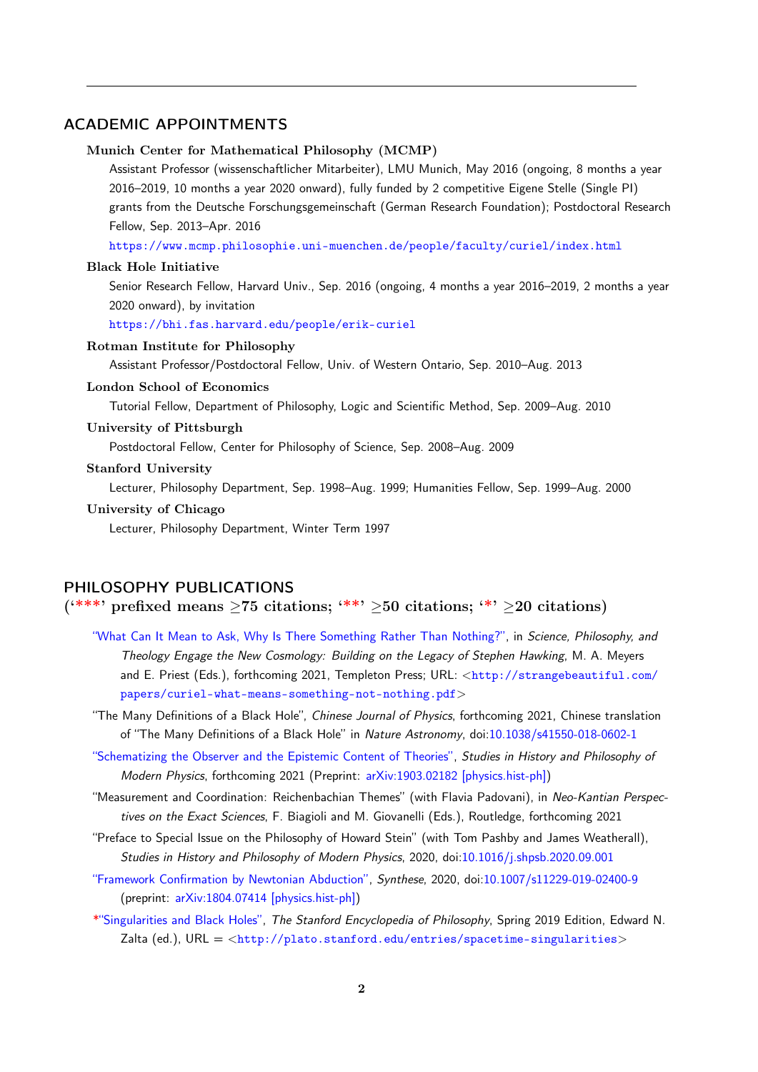## ACADEMIC APPOINTMENTS

**Munich Center for Mathematical Philosophy (MCMP)**

Assistant Professor (wissenschaftlicher Mitarbeiter), LMU Munich, May 2016 (ongoing, 8 months a year 2016–2019, 10 months a year 2020 onward), fully funded by 2 competitive Eigene Stelle (Single PI) grants from the Deutsche Forschungsgemeinschaft (German Research Foundation); Postdoctoral Research Fellow, Sep. 2013–Apr. 2016

https://www.mcmp.philosophie.uni-muenchen.de/people/faculty/curiel/index.html

**Black Hole Initiative**

Senior Research Fellow, Harvard Univ., Sep. 2016 (ongoing, 4 months a year 2016–2019, 2 months a year 2020 onward), by invitation

https://bhi.fas.harvard.edu/people/erik-curiel

**Rotman Institute for Philosophy**

Assistant Professor/Postdoctoral Fellow, Univ. of Western Ontario, Sep. 2010–Aug. 2013

**London School of Economics**

Tutorial Fellow, Department of Philosophy, Logic and Scientific Method, Sep. 2009–Aug. 2010

**University of Pittsburgh**

Postdoctoral Fellow, Center for Philosophy of Science, Sep. 2008–Aug. 2009

**Stanford University**

Lecturer, Philosophy Department, Sep. 1998–Aug. 1999; Humanities Fellow, Sep. 1999–Aug. 2000

**University of Chicago**

Lecturer, Philosophy Department, Winter Term 1997

## PHILOSOPHY PUBLICATIONS

**('***' prefixed means ≥75 citations; '**' ≥50 citations; '*' ≥20 citations)**

"What Can It Mean to Ask, Why Is There Something Rather Than Nothing?", in *Science, Philosophy, and Theology Engage the New Cosmology: Building on the Legacy of Stephen Hawking*, M. A. Meyers and E. Priest (Eds.), forthcoming 2021, Templeton Press; URL: <http://strangebeautiful.com/papers/curiel-what-means-something-not-nothing.pdf>

"The Many Definitions of a Black Hole", *Chinese Journal of Physics*, forthcoming 2021, Chinese translation of "The Many Definitions of a Black Hole" in *Nature Astronomy*, doi:10.1038/s41550-018-0602-1

"Schematizing the Observer and the Epistemic Content of Theories", *Studies in History and Philosophy of Modern Physics*, forthcoming 2021 (Preprint: arXiv:1903.02182 [physics.hist-ph])

"Measurement and Coordination: Reichenbachian Themes" (with Flavia Padovani), in *Neo-Kantian Perspectives on the Exact Sciences*, F. Biagioli and M. Giovanelli (Eds.), Routledge, forthcoming 2021

"Preface to Special Issue on the Philosophy of Howard Stein" (with Tom Pashby and James Weatherall), *Studies in History and Philosophy of Modern Physics*, 2020, doi:10.1016/j.shpsb.2020.09.001

"Framework Confirmation by Newtonian Abduction", *Synthese*, 2020, doi:10.1007/s11229-019-02400-9 (preprint: arXiv:1804.07414 [physics.hist-ph])

*"Singularities and Black Holes", *The Stanford Encyclopedia of Philosophy*, Spring 2019 Edition, Edward N. Zalta (ed.), URL = <http://plato.stanford.edu/entries/spacetime-singularities>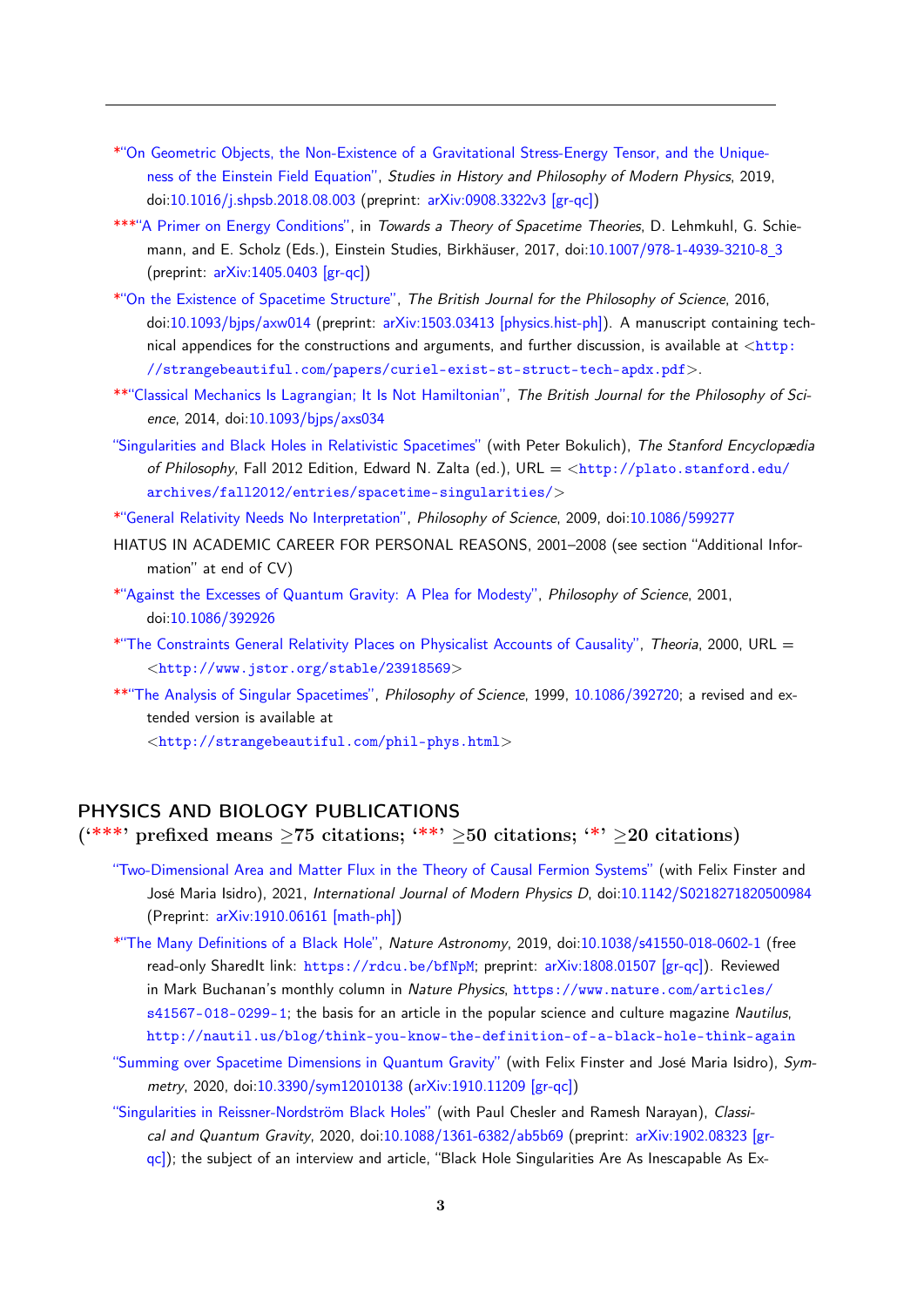*"On Geometric Objects, the Non-Existence of a Gravitational Stress-Energy Tensor, and the Uniqueness of the Einstein Field Equation", *Studies in History and Philosophy of Modern Physics*, 2019, doi:10.1016/j.shpsb.2018.08.003 (preprint: arXiv:0908.3322v3 [gr-qc])

***"A Primer on Energy Conditions", in *Towards a Theory of Spacetime Theories*, D. Lehmkuhl, G. Schiemann, and E. Scholz (Eds.), Einstein Studies, Birkhäuser, 2017, doi:10.1007/978-1-4939-3210-8_3 (preprint: arXiv:1405.0403 [gr-qc])

*"On the Existence of Spacetime Structure", *The British Journal for the Philosophy of Science*, 2016, doi:10.1093/bjps/axw014 (preprint: arXiv:1503.03413 [physics.hist-ph]). A manuscript containing technical appendices for the constructions and arguments, and further discussion, is available at <http://strangebeautiful.com/papers/curiel-exist-st-struct-tech-apdx.pdf>.

**"Classical Mechanics Is Lagrangian; It Is Not Hamiltonian", *The British Journal for the Philosophy of Science*, 2014, doi:10.1093/bjps/axs034

"Singularities and Black Holes in Relativistic Spacetimes" (with Peter Bokulich), *The Stanford Encyclopædia of Philosophy*, Fall 2012 Edition, Edward N. Zalta (ed.), URL = <http://plato.stanford.edu/archives/fall2012/entries/spacetime-singularities/>

*"General Relativity Needs No Interpretation", *Philosophy of Science*, 2009, doi:10.1086/599277

HIATUS IN ACADEMIC CAREER FOR PERSONAL REASONS, 2001–2008 (see section "Additional Information" at end of CV)

*"Against the Excesses of Quantum Gravity: A Plea for Modesty", *Philosophy of Science*, 2001, doi:10.1086/392926

*"The Constraints General Relativity Places on Physicalist Accounts of Causality", *Theoria*, 2000, URL = <http://www.jstor.org/stable/23918569>

**"The Analysis of Singular Spacetimes", *Philosophy of Science*, 1999, 10.1086/392720; a revised and extended version is available at <http://strangebeautiful.com/phil-phys.html>

## PHYSICS AND BIOLOGY PUBLICATIONS

**('***' prefixed means ≥75 citations; '**' ≥50 citations; '*' ≥20 citations)**

"Two-Dimensional Area and Matter Flux in the Theory of Causal Fermion Systems" (with Felix Finster and José Maria Isidro), 2021, *International Journal of Modern Physics D*, doi:10.1142/S0218271820500984 (Preprint: arXiv:1910.06161 [math-ph])

*"The Many Definitions of a Black Hole", *Nature Astronomy*, 2019, doi:10.1038/s41550-018-0602-1 (free read-only SharedIt link: https://rdcu.be/bfNpM; preprint: arXiv:1808.01507 [gr-qc]). Reviewed in Mark Buchanan's monthly column in *Nature Physics*, https://www.nature.com/articles/s41567-018-0299-1; the basis for an article in the popular science and culture magazine *Nautilus*, http://nautil.us/blog/think-you-know-the-definition-of-a-black-hole-think-again

"Summing over Spacetime Dimensions in Quantum Gravity" (with Felix Finster and José Maria Isidro), *Symmetry*, 2020, doi:10.3390/sym12010138 (arXiv:1910.11209 [gr-qc])

"Singularities in Reissner-Nordström Black Holes" (with Paul Chesler and Ramesh Narayan), *Classical and Quantum Gravity*, 2020, doi:10.1088/1361-6382/ab5b69 (preprint: arXiv:1902.08323 [gr-qc]); the subject of an interview and article, "Black Hole Singularities Are As Inescapable As Ex-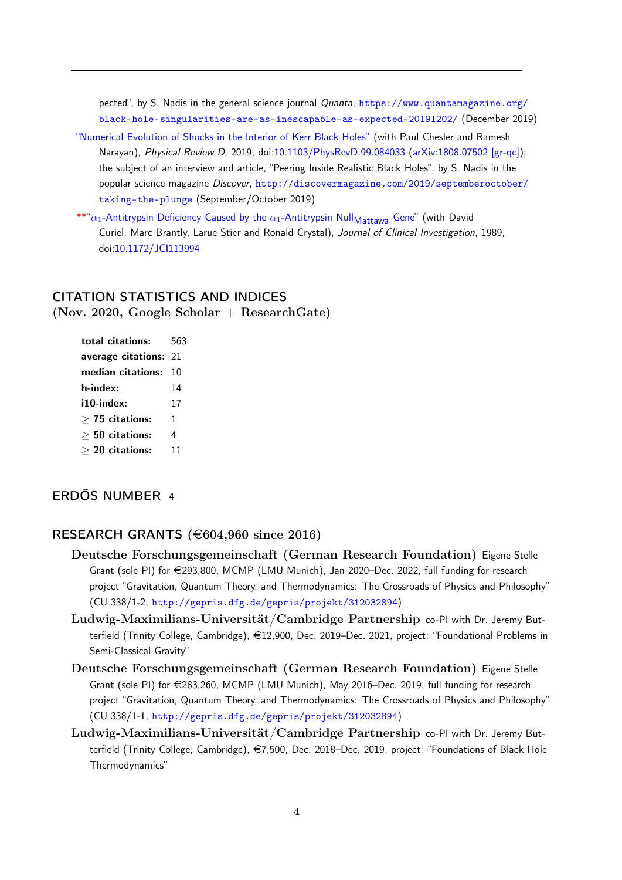pected", by S. Nadis in the general science journal *Quanta*, https://www.quantamagazine.org/black-hole-singularities-are-as-inescapable-as-expected-20191202/ (December 2019)

"Numerical Evolution of Shocks in the Interior of Kerr Black Holes" (with Paul Chesler and Ramesh Narayan), *Physical Review D*, 2019, doi:10.1103/PhysRevD.99.084033 (arXiv:1808.07502 [gr-qc]); the subject of an interview and article, "Peering Inside Realistic Black Holes", by S. Nadis in the popular science magazine *Discover*, http://discovermagazine.com/2019/septemberoctober/taking-the-plunge (September/October 2019)

**"$\alpha_1$-Antitrypsin Deficiency Caused by the $\alpha_1$-Antitrypsin Null$_{\text{Mattawa}}$ Gene" (with David Curiel, Marc Brantly, Larue Stier and Ronald Crystal), *Journal of Clinical Investigation*, 1989, doi:10.1172/JCI113994

## CITATION STATISTICS AND INDICES
**(Nov. 2020, Google Scholar + ResearchGate)**

| | |
|---|---|
| **total citations:** | 563 |
| **average citations:** | 21 |
| **median citations:** | 10 |
| **h-index:** | 14 |
| **i10-index:** | 17 |
| **$\geq$ 75 citations:** | 1 |
| **$\geq$ 50 citations:** | 4 |
| **$\geq$ 20 citations:** | 11 |

## ERDŐS NUMBER 4

## RESEARCH GRANTS (€604,960 since 2016)

**Deutsche Forschungsgemeinschaft (German Research Foundation)** Eigene Stelle Grant (sole PI) for €293,800, MCMP (LMU Munich), Jan 2020–Dec. 2022, full funding for research project "Gravitation, Quantum Theory, and Thermodynamics: The Crossroads of Physics and Philosophy" (CU 338/1-2, http://gepris.dfg.de/gepris/projekt/312032894)

**Ludwig-Maximilians-Universität/Cambridge Partnership** co-PI with Dr. Jeremy Butterfield (Trinity College, Cambridge), €12,900, Dec. 2019–Dec. 2021, project: "Foundational Problems in Semi-Classical Gravity"

**Deutsche Forschungsgemeinschaft (German Research Foundation)** Eigene Stelle Grant (sole PI) for €283,260, MCMP (LMU Munich), May 2016–Dec. 2019, full funding for research project "Gravitation, Quantum Theory, and Thermodynamics: The Crossroads of Physics and Philosophy" (CU 338/1-1, http://gepris.dfg.de/gepris/projekt/312032894)

**Ludwig-Maximilians-Universität/Cambridge Partnership** co-PI with Dr. Jeremy Butterfield (Trinity College, Cambridge), €7,500, Dec. 2018–Dec. 2019, project: "Foundations of Black Hole Thermodynamics"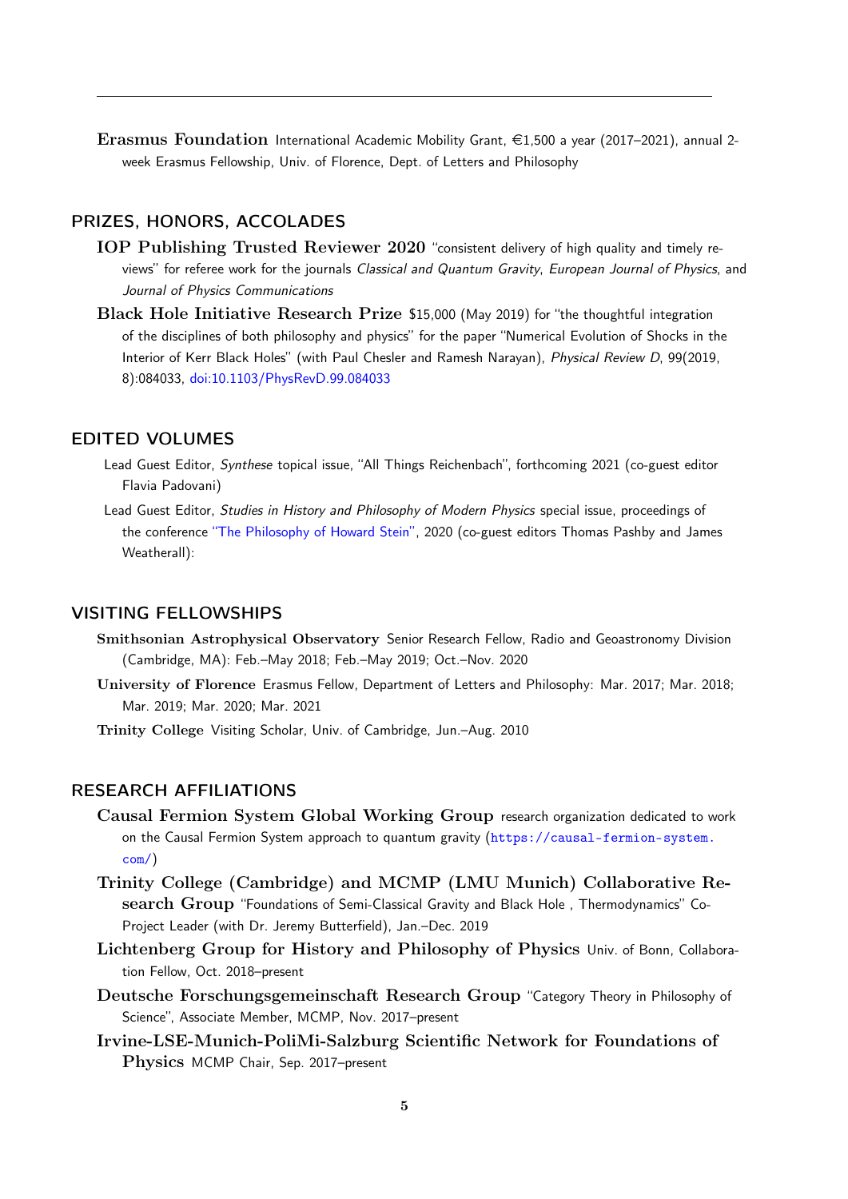---

**Erasmus Foundation** International Academic Mobility Grant, €1,500 a year (2017–2021), annual 2-week Erasmus Fellowship, Univ. of Florence, Dept. of Letters and Philosophy

## PRIZES, HONORS, ACCOLADES

**IOP Publishing Trusted Reviewer 2020** "consistent delivery of high quality and timely reviews" for referee work for the journals *Classical and Quantum Gravity*, *European Journal of Physics*, and *Journal of Physics Communications*

**Black Hole Initiative Research Prize** $15,000 (May 2019) for "the thoughtful integration of the disciplines of both philosophy and physics" for the paper "Numerical Evolution of Shocks in the Interior of Kerr Black Holes" (with Paul Chesler and Ramesh Narayan), *Physical Review D*, 99(2019, 8):084033, doi:10.1103/PhysRevD.99.084033

## EDITED VOLUMES

Lead Guest Editor, *Synthese* topical issue, "All Things Reichenbach", forthcoming 2021 (co-guest editor Flavia Padovani)

Lead Guest Editor, *Studies in History and Philosophy of Modern Physics* special issue, proceedings of the conference "The Philosophy of Howard Stein", 2020 (co-guest editors Thomas Pashby and James Weatherall):

## VISITING FELLOWSHIPS

**Smithsonian Astrophysical Observatory** Senior Research Fellow, Radio and Geoastronomy Division (Cambridge, MA): Feb.–May 2018; Feb.–May 2019; Oct.–Nov. 2020

**University of Florence** Erasmus Fellow, Department of Letters and Philosophy: Mar. 2017; Mar. 2018; Mar. 2019; Mar. 2020; Mar. 2021

**Trinity College** Visiting Scholar, Univ. of Cambridge, Jun.–Aug. 2010

## RESEARCH AFFILIATIONS

**Causal Fermion System Global Working Group** research organization dedicated to work on the Causal Fermion System approach to quantum gravity (https://causal-fermion-system.com/)

**Trinity College (Cambridge) and MCMP (LMU Munich) Collaborative Research Group** "Foundations of Semi-Classical Gravity and Black Hole , Thermodynamics" Co-Project Leader (with Dr. Jeremy Butterfield), Jan.–Dec. 2019

**Lichtenberg Group for History and Philosophy of Physics** Univ. of Bonn, Collaboration Fellow, Oct. 2018–present

**Deutsche Forschungsgemeinschaft Research Group** "Category Theory in Philosophy of Science", Associate Member, MCMP, Nov. 2017–present

**Irvine-LSE-Munich-PoliMi-Salzburg Scientific Network for Foundations of Physics** MCMP Chair, Sep. 2017–present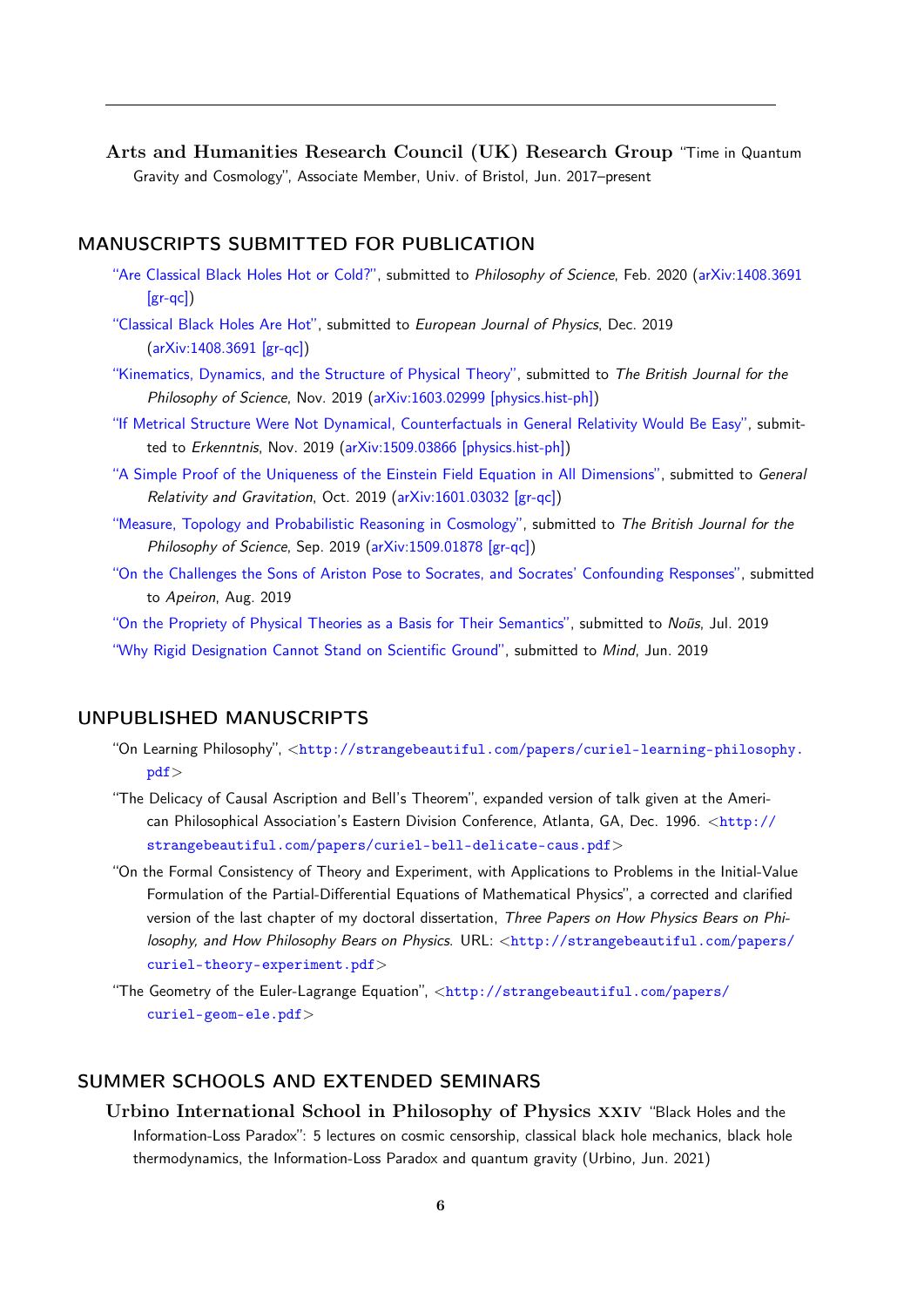---

**Arts and Humanities Research Council (UK) Research Group** "Time in Quantum Gravity and Cosmology", Associate Member, Univ. of Bristol, Jun. 2017–present

## MANUSCRIPTS SUBMITTED FOR PUBLICATION

"Are Classical Black Holes Hot or Cold?", submitted to *Philosophy of Science*, Feb. 2020 (arXiv:1408.3691 [gr-qc])

"Classical Black Holes Are Hot", submitted to *European Journal of Physics*, Dec. 2019 (arXiv:1408.3691 [gr-qc])

"Kinematics, Dynamics, and the Structure of Physical Theory", submitted to *The British Journal for the Philosophy of Science*, Nov. 2019 (arXiv:1603.02999 [physics.hist-ph])

"If Metrical Structure Were Not Dynamical, Counterfactuals in General Relativity Would Be Easy", submitted to *Erkenntnis*, Nov. 2019 (arXiv:1509.03866 [physics.hist-ph])

"A Simple Proof of the Uniqueness of the Einstein Field Equation in All Dimensions", submitted to *General Relativity and Gravitation*, Oct. 2019 (arXiv:1601.03032 [gr-qc])

"Measure, Topology and Probabilistic Reasoning in Cosmology", submitted to *The British Journal for the Philosophy of Science*, Sep. 2019 (arXiv:1509.01878 [gr-qc])

"On the Challenges the Sons of Ariston Pose to Socrates, and Socrates' Confounding Responses", submitted to *Apeiron*, Aug. 2019

"On the Propriety of Physical Theories as a Basis for Their Semantics", submitted to *Noûs*, Jul. 2019

"Why Rigid Designation Cannot Stand on Scientific Ground", submitted to *Mind*, Jun. 2019

## UNPUBLISHED MANUSCRIPTS

"On Learning Philosophy", <http://strangebeautiful.com/papers/curiel-learning-philosophy.pdf>

"The Delicacy of Causal Ascription and Bell's Theorem", expanded version of talk given at the American Philosophical Association's Eastern Division Conference, Atlanta, GA, Dec. 1996. <http://strangebeautiful.com/papers/curiel-bell-delicate-caus.pdf>

"On the Formal Consistency of Theory and Experiment, with Applications to Problems in the Initial-Value Formulation of the Partial-Differential Equations of Mathematical Physics", a corrected and clarified version of the last chapter of my doctoral dissertation, *Three Papers on How Physics Bears on Philosophy, and How Philosophy Bears on Physics*. URL: <http://strangebeautiful.com/papers/curiel-theory-experiment.pdf>

"The Geometry of the Euler-Lagrange Equation", <http://strangebeautiful.com/papers/curiel-geom-ele.pdf>

## SUMMER SCHOOLS AND EXTENDED SEMINARS

**Urbino International School in Philosophy of Physics XXIV** "Black Holes and the Information-Loss Paradox": 5 lectures on cosmic censorship, classical black hole mechanics, black hole thermodynamics, the Information-Loss Paradox and quantum gravity (Urbino, Jun. 2021)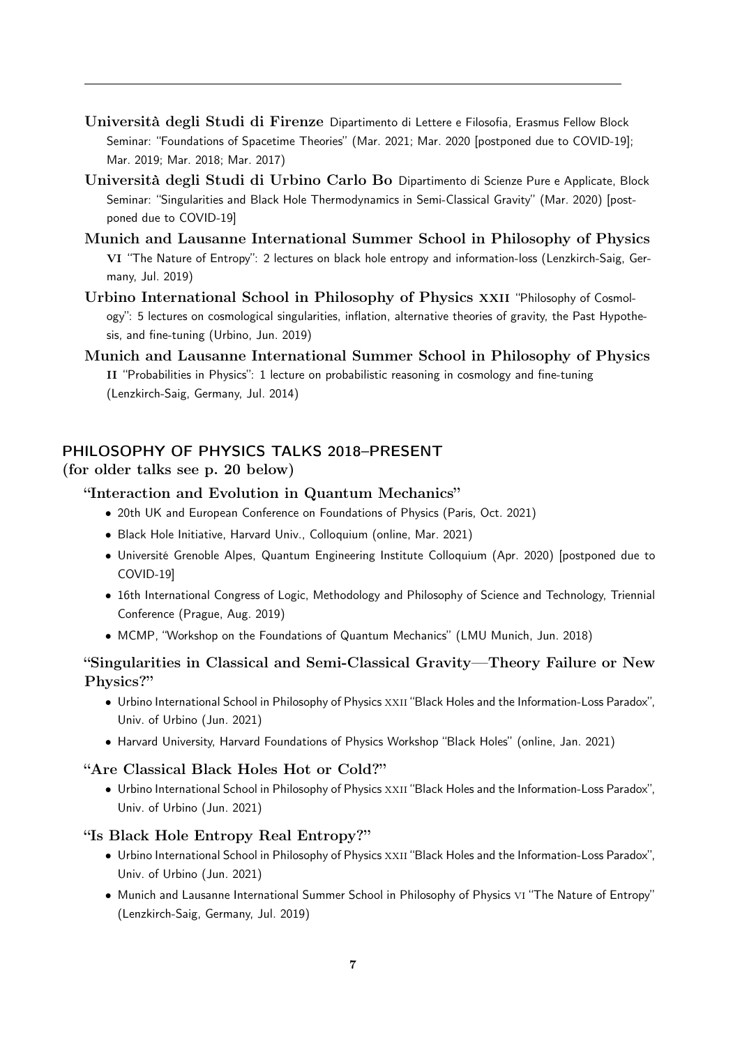---

**Università degli Studi di Firenze** Dipartimento di Lettere e Filosofia, Erasmus Fellow Block Seminar: "Foundations of Spacetime Theories" (Mar. 2021; Mar. 2020 [postponed due to COVID-19]; Mar. 2019; Mar. 2018; Mar. 2017)

**Università degli Studi di Urbino Carlo Bo** Dipartimento di Scienze Pure e Applicate, Block Seminar: "Singularities and Black Hole Thermodynamics in Semi-Classical Gravity" (Mar. 2020) [postponed due to COVID-19]

**Munich and Lausanne International Summer School in Philosophy of Physics VI** "The Nature of Entropy": 2 lectures on black hole entropy and information-loss (Lenzkirch-Saig, Germany, Jul. 2019)

**Urbino International School in Philosophy of Physics XXII** "Philosophy of Cosmology": 5 lectures on cosmological singularities, inflation, alternative theories of gravity, the Past Hypothesis, and fine-tuning (Urbino, Jun. 2019)

**Munich and Lausanne International Summer School in Philosophy of Physics II** "Probabilities in Physics": 1 lecture on probabilistic reasoning in cosmology and fine-tuning (Lenzkirch-Saig, Germany, Jul. 2014)

## PHILOSOPHY OF PHYSICS TALKS 2018–PRESENT

**(for older talks see p. 20 below)**

### "Interaction and Evolution in Quantum Mechanics"

- 20th UK and European Conference on Foundations of Physics (Paris, Oct. 2021)
- Black Hole Initiative, Harvard Univ., Colloquium (online, Mar. 2021)
- Université Grenoble Alpes, Quantum Engineering Institute Colloquium (Apr. 2020) [postponed due to COVID-19]
- 16th International Congress of Logic, Methodology and Philosophy of Science and Technology, Triennial Conference (Prague, Aug. 2019)
- MCMP, "Workshop on the Foundations of Quantum Mechanics" (LMU Munich, Jun. 2018)

### "Singularities in Classical and Semi-Classical Gravity—Theory Failure or New Physics?"

- Urbino International School in Philosophy of Physics XXII "Black Holes and the Information-Loss Paradox", Univ. of Urbino (Jun. 2021)
- Harvard University, Harvard Foundations of Physics Workshop "Black Holes" (online, Jan. 2021)

### "Are Classical Black Holes Hot or Cold?"

- Urbino International School in Philosophy of Physics XXII "Black Holes and the Information-Loss Paradox", Univ. of Urbino (Jun. 2021)

### "Is Black Hole Entropy Real Entropy?"

- Urbino International School in Philosophy of Physics XXII "Black Holes and the Information-Loss Paradox", Univ. of Urbino (Jun. 2021)
- Munich and Lausanne International Summer School in Philosophy of Physics VI "The Nature of Entropy" (Lenzkirch-Saig, Germany, Jul. 2019)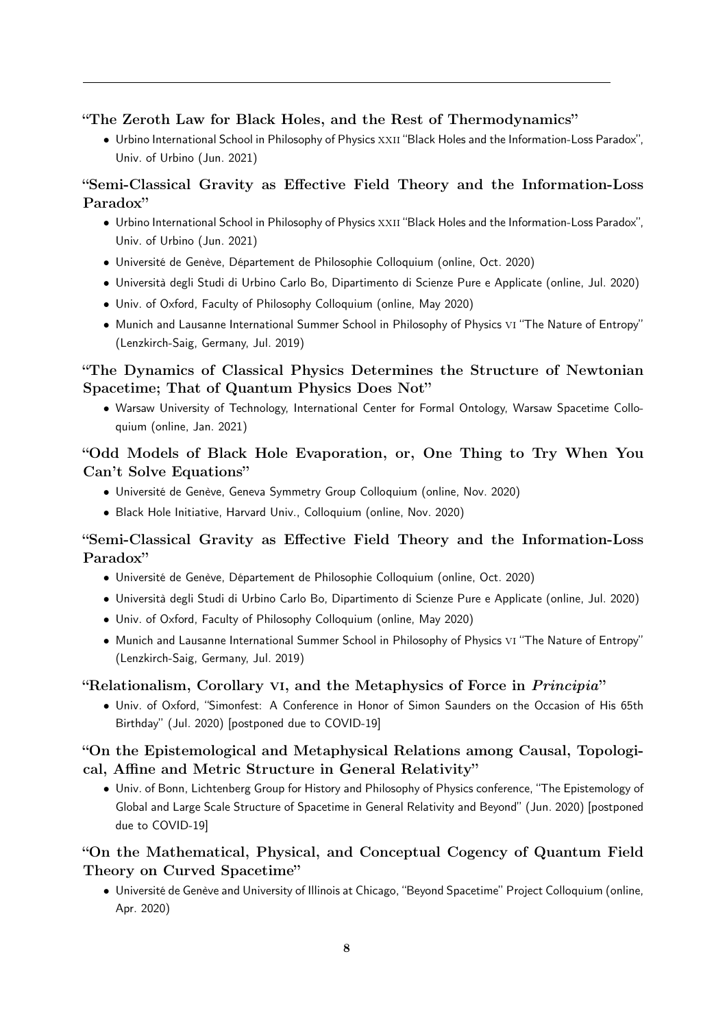---

**"The Zeroth Law for Black Holes, and the Rest of Thermodynamics"**

- Urbino International School in Philosophy of Physics XXII "Black Holes and the Information-Loss Paradox", Univ. of Urbino (Jun. 2021)

**"Semi-Classical Gravity as Effective Field Theory and the Information-Loss Paradox"**

- Urbino International School in Philosophy of Physics XXII "Black Holes and the Information-Loss Paradox", Univ. of Urbino (Jun. 2021)
- Université de Genève, Département de Philosophie Colloquium (online, Oct. 2020)
- Università degli Studi di Urbino Carlo Bo, Dipartimento di Scienze Pure e Applicate (online, Jul. 2020)
- Univ. of Oxford, Faculty of Philosophy Colloquium (online, May 2020)
- Munich and Lausanne International Summer School in Philosophy of Physics VI "The Nature of Entropy" (Lenzkirch-Saig, Germany, Jul. 2019)

**"The Dynamics of Classical Physics Determines the Structure of Newtonian Spacetime; That of Quantum Physics Does Not"**

- Warsaw University of Technology, International Center for Formal Ontology, Warsaw Spacetime Colloquium (online, Jan. 2021)

**"Odd Models of Black Hole Evaporation, or, One Thing to Try When You Can't Solve Equations"**

- Université de Genève, Geneva Symmetry Group Colloquium (online, Nov. 2020)
- Black Hole Initiative, Harvard Univ., Colloquium (online, Nov. 2020)

**"Semi-Classical Gravity as Effective Field Theory and the Information-Loss Paradox"**

- Université de Genève, Département de Philosophie Colloquium (online, Oct. 2020)
- Università degli Studi di Urbino Carlo Bo, Dipartimento di Scienze Pure e Applicate (online, Jul. 2020)
- Univ. of Oxford, Faculty of Philosophy Colloquium (online, May 2020)
- Munich and Lausanne International Summer School in Philosophy of Physics VI "The Nature of Entropy" (Lenzkirch-Saig, Germany, Jul. 2019)

**"Relationalism, Corollary VI, and the Metaphysics of Force in *Principia*"**

- Univ. of Oxford, "Simonfest: A Conference in Honor of Simon Saunders on the Occasion of His 65th Birthday" (Jul. 2020) [postponed due to COVID-19]

**"On the Epistemological and Metaphysical Relations among Causal, Topological, Affine and Metric Structure in General Relativity"**

- Univ. of Bonn, Lichtenberg Group for History and Philosophy of Physics conference, "The Epistemology of Global and Large Scale Structure of Spacetime in General Relativity and Beyond" (Jun. 2020) [postponed due to COVID-19]

**"On the Mathematical, Physical, and Conceptual Cogency of Quantum Field Theory on Curved Spacetime"**

- Université de Genève and University of Illinois at Chicago, "Beyond Spacetime" Project Colloquium (online, Apr. 2020)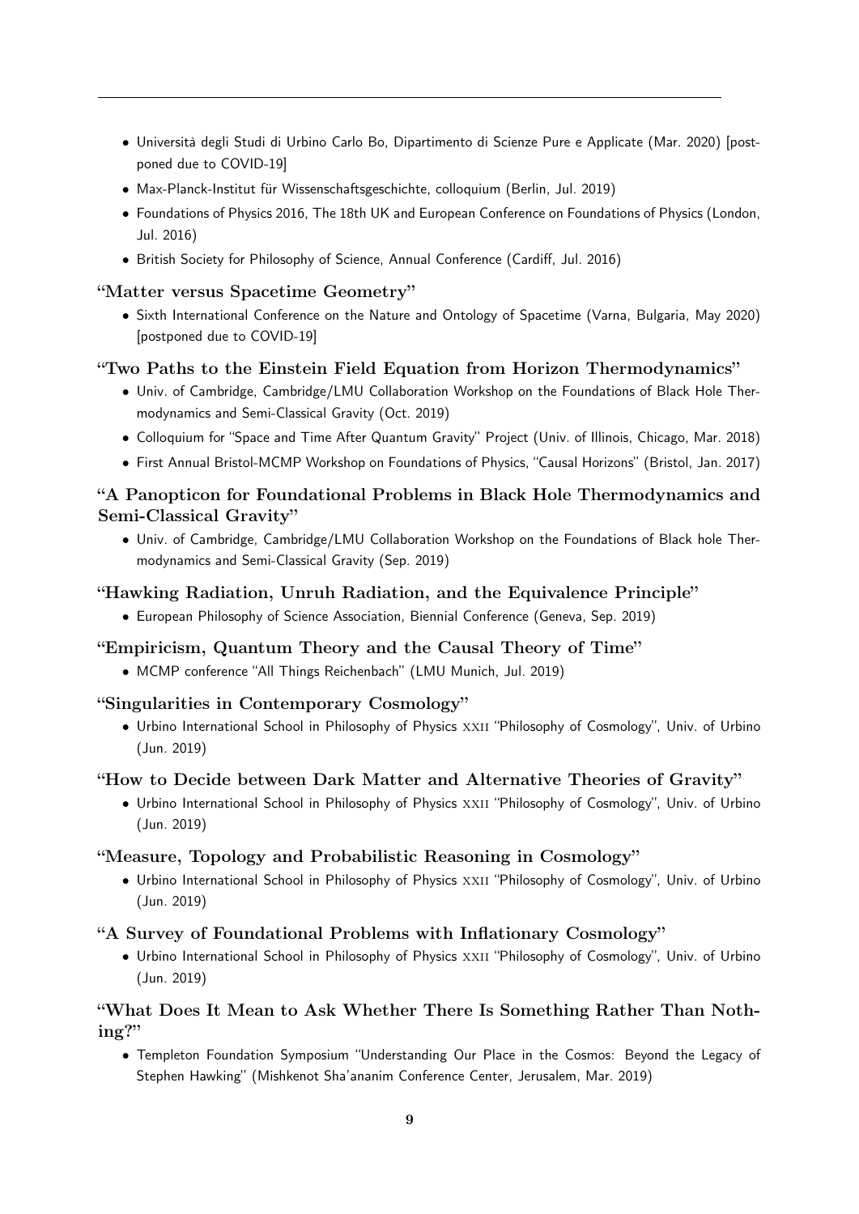- Università degli Studi di Urbino Carlo Bo, Dipartimento di Scienze Pure e Applicate (Mar. 2020) [postponed due to COVID-19]
- Max-Planck-Institut für Wissenschaftsgeschichte, colloquium (Berlin, Jul. 2019)
- Foundations of Physics 2016, The 18th UK and European Conference on Foundations of Physics (London, Jul. 2016)
- British Society for Philosophy of Science, Annual Conference (Cardiff, Jul. 2016)

**"Matter versus Spacetime Geometry"**

- Sixth International Conference on the Nature and Ontology of Spacetime (Varna, Bulgaria, May 2020) [postponed due to COVID-19]

**"Two Paths to the Einstein Field Equation from Horizon Thermodynamics"**

- Univ. of Cambridge, Cambridge/LMU Collaboration Workshop on the Foundations of Black Hole Thermodynamics and Semi-Classical Gravity (Oct. 2019)
- Colloquium for "Space and Time After Quantum Gravity" Project (Univ. of Illinois, Chicago, Mar. 2018)
- First Annual Bristol-MCMP Workshop on Foundations of Physics, "Causal Horizons" (Bristol, Jan. 2017)

**"A Panopticon for Foundational Problems in Black Hole Thermodynamics and Semi-Classical Gravity"**

- Univ. of Cambridge, Cambridge/LMU Collaboration Workshop on the Foundations of Black hole Thermodynamics and Semi-Classical Gravity (Sep. 2019)

**"Hawking Radiation, Unruh Radiation, and the Equivalence Principle"**

- European Philosophy of Science Association, Biennial Conference (Geneva, Sep. 2019)

**"Empiricism, Quantum Theory and the Causal Theory of Time"**

- MCMP conference "All Things Reichenbach" (LMU Munich, Jul. 2019)

**"Singularities in Contemporary Cosmology"**

- Urbino International School in Philosophy of Physics XXII "Philosophy of Cosmology", Univ. of Urbino (Jun. 2019)

**"How to Decide between Dark Matter and Alternative Theories of Gravity"**

- Urbino International School in Philosophy of Physics XXII "Philosophy of Cosmology", Univ. of Urbino (Jun. 2019)

**"Measure, Topology and Probabilistic Reasoning in Cosmology"**

- Urbino International School in Philosophy of Physics XXII "Philosophy of Cosmology", Univ. of Urbino (Jun. 2019)

**"A Survey of Foundational Problems with Inflationary Cosmology"**

- Urbino International School in Philosophy of Physics XXII "Philosophy of Cosmology", Univ. of Urbino (Jun. 2019)

**"What Does It Mean to Ask Whether There Is Something Rather Than Nothing?"**

- Templeton Foundation Symposium "Understanding Our Place in the Cosmos: Beyond the Legacy of Stephen Hawking" (Mishkenot Sha'ananim Conference Center, Jerusalem, Mar. 2019)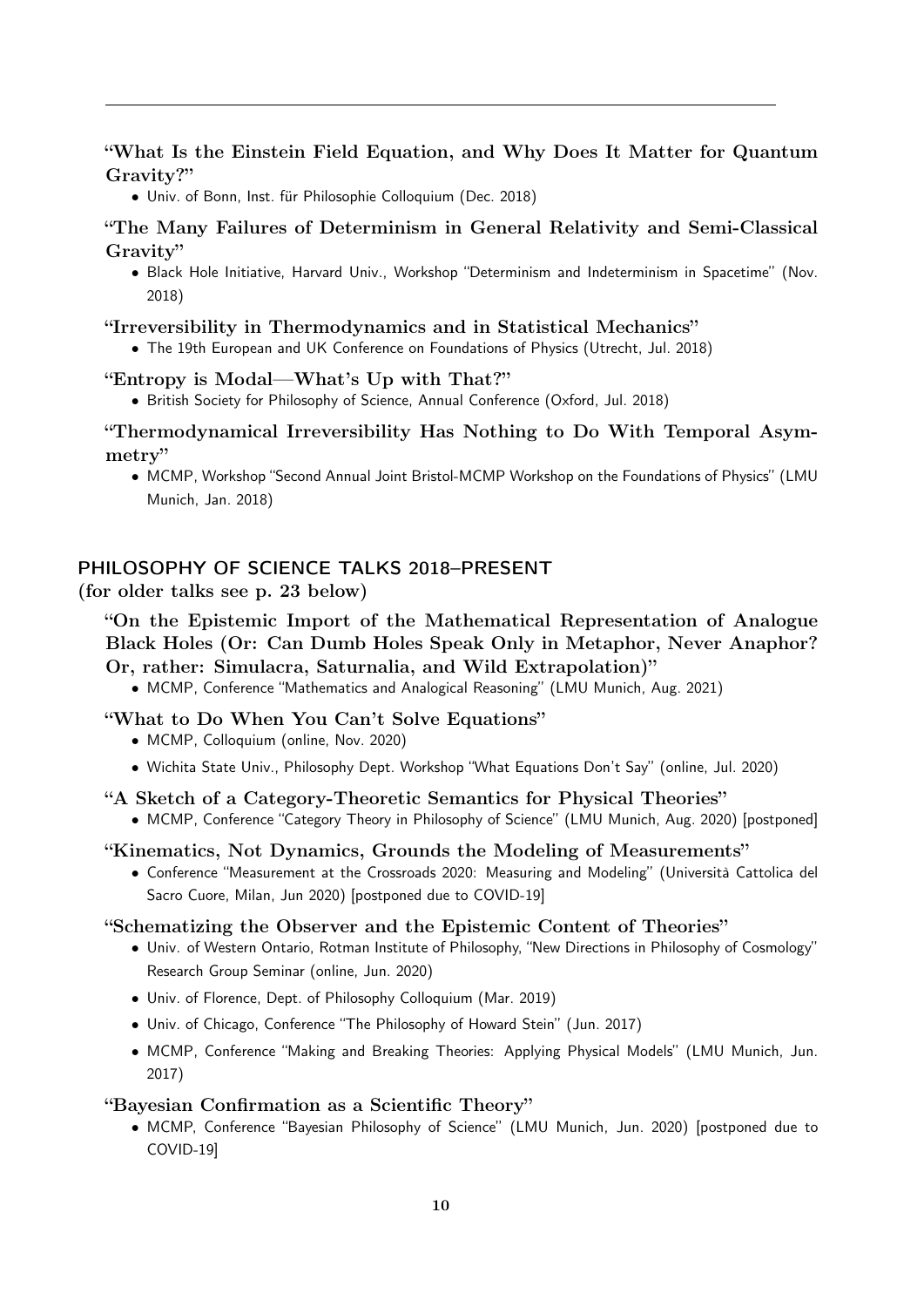**"What Is the Einstein Field Equation, and Why Does It Matter for Quantum Gravity?"**

- Univ. of Bonn, Inst. für Philosophie Colloquium (Dec. 2018)

**"The Many Failures of Determinism in General Relativity and Semi-Classical Gravity"**

- Black Hole Initiative, Harvard Univ., Workshop "Determinism and Indeterminism in Spacetime" (Nov. 2018)

**"Irreversibility in Thermodynamics and in Statistical Mechanics"**

- The 19th European and UK Conference on Foundations of Physics (Utrecht, Jul. 2018)

**"Entropy is Modal—What's Up with That?"**

- British Society for Philosophy of Science, Annual Conference (Oxford, Jul. 2018)

**"Thermodynamical Irreversibility Has Nothing to Do With Temporal Asymmetry"**

- MCMP, Workshop "Second Annual Joint Bristol-MCMP Workshop on the Foundations of Physics" (LMU Munich, Jan. 2018)

## PHILOSOPHY OF SCIENCE TALKS 2018–PRESENT

**(for older talks see p. 23 below)**

**"On the Epistemic Import of the Mathematical Representation of Analogue Black Holes (Or: Can Dumb Holes Speak Only in Metaphor, Never Anaphor? Or, rather: Simulacra, Saturnalia, and Wild Extrapolation)"**

- MCMP, Conference "Mathematics and Analogical Reasoning" (LMU Munich, Aug. 2021)

**"What to Do When You Can't Solve Equations"**

- MCMP, Colloquium (online, Nov. 2020)
- Wichita State Univ., Philosophy Dept. Workshop "What Equations Don't Say" (online, Jul. 2020)

**"A Sketch of a Category-Theoretic Semantics for Physical Theories"**

- MCMP, Conference "Category Theory in Philosophy of Science" (LMU Munich, Aug. 2020) [postponed]

**"Kinematics, Not Dynamics, Grounds the Modeling of Measurements"**

- Conference "Measurement at the Crossroads 2020: Measuring and Modeling" (Università Cattolica del Sacro Cuore, Milan, Jun 2020) [postponed due to COVID-19]

**"Schematizing the Observer and the Epistemic Content of Theories"**

- Univ. of Western Ontario, Rotman Institute of Philosophy, "New Directions in Philosophy of Cosmology" Research Group Seminar (online, Jun. 2020)
- Univ. of Florence, Dept. of Philosophy Colloquium (Mar. 2019)
- Univ. of Chicago, Conference "The Philosophy of Howard Stein" (Jun. 2017)
- MCMP, Conference "Making and Breaking Theories: Applying Physical Models" (LMU Munich, Jun. 2017)

**"Bayesian Confirmation as a Scientific Theory"**

- MCMP, Conference "Bayesian Philosophy of Science" (LMU Munich, Jun. 2020) [postponed due to COVID-19]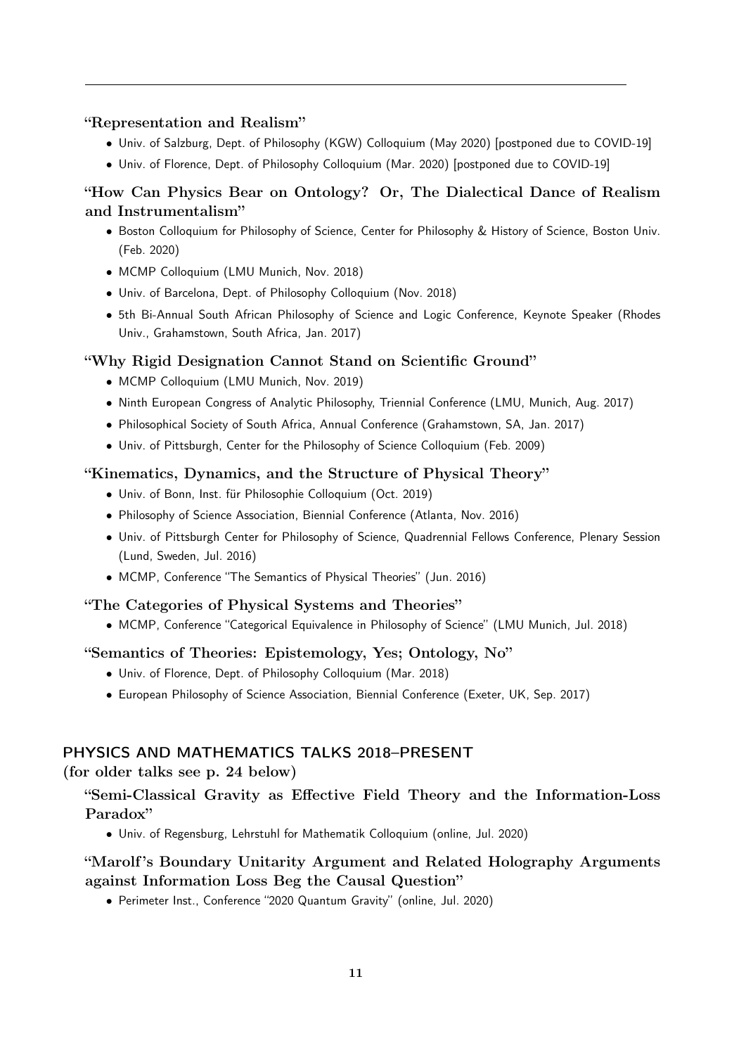### "Representation and Realism"

- Univ. of Salzburg, Dept. of Philosophy (KGW) Colloquium (May 2020) [postponed due to COVID-19]
- Univ. of Florence, Dept. of Philosophy Colloquium (Mar. 2020) [postponed due to COVID-19]

### "How Can Physics Bear on Ontology? Or, The Dialectical Dance of Realism and Instrumentalism"

- Boston Colloquium for Philosophy of Science, Center for Philosophy & History of Science, Boston Univ. (Feb. 2020)
- MCMP Colloquium (LMU Munich, Nov. 2018)
- Univ. of Barcelona, Dept. of Philosophy Colloquium (Nov. 2018)
- 5th Bi-Annual South African Philosophy of Science and Logic Conference, Keynote Speaker (Rhodes Univ., Grahamstown, South Africa, Jan. 2017)

### "Why Rigid Designation Cannot Stand on Scientific Ground"

- MCMP Colloquium (LMU Munich, Nov. 2019)
- Ninth European Congress of Analytic Philosophy, Triennial Conference (LMU, Munich, Aug. 2017)
- Philosophical Society of South Africa, Annual Conference (Grahamstown, SA, Jan. 2017)
- Univ. of Pittsburgh, Center for the Philosophy of Science Colloquium (Feb. 2009)

### "Kinematics, Dynamics, and the Structure of Physical Theory"

- Univ. of Bonn, Inst. für Philosophie Colloquium (Oct. 2019)
- Philosophy of Science Association, Biennial Conference (Atlanta, Nov. 2016)
- Univ. of Pittsburgh Center for Philosophy of Science, Quadrennial Fellows Conference, Plenary Session (Lund, Sweden, Jul. 2016)
- MCMP, Conference "The Semantics of Physical Theories" (Jun. 2016)

### "The Categories of Physical Systems and Theories"

- MCMP, Conference "Categorical Equivalence in Philosophy of Science" (LMU Munich, Jul. 2018)

### "Semantics of Theories: Epistemology, Yes; Ontology, No"

- Univ. of Florence, Dept. of Philosophy Colloquium (Mar. 2018)
- European Philosophy of Science Association, Biennial Conference (Exeter, UK, Sep. 2017)

## PHYSICS AND MATHEMATICS TALKS 2018–PRESENT

**(for older talks see p. 24 below)**

### "Semi-Classical Gravity as Effective Field Theory and the Information-Loss Paradox"

- Univ. of Regensburg, Lehrstuhl for Mathematik Colloquium (online, Jul. 2020)

### "Marolf's Boundary Unitarity Argument and Related Holography Arguments against Information Loss Beg the Causal Question"

- Perimeter Inst., Conference "2020 Quantum Gravity" (online, Jul. 2020)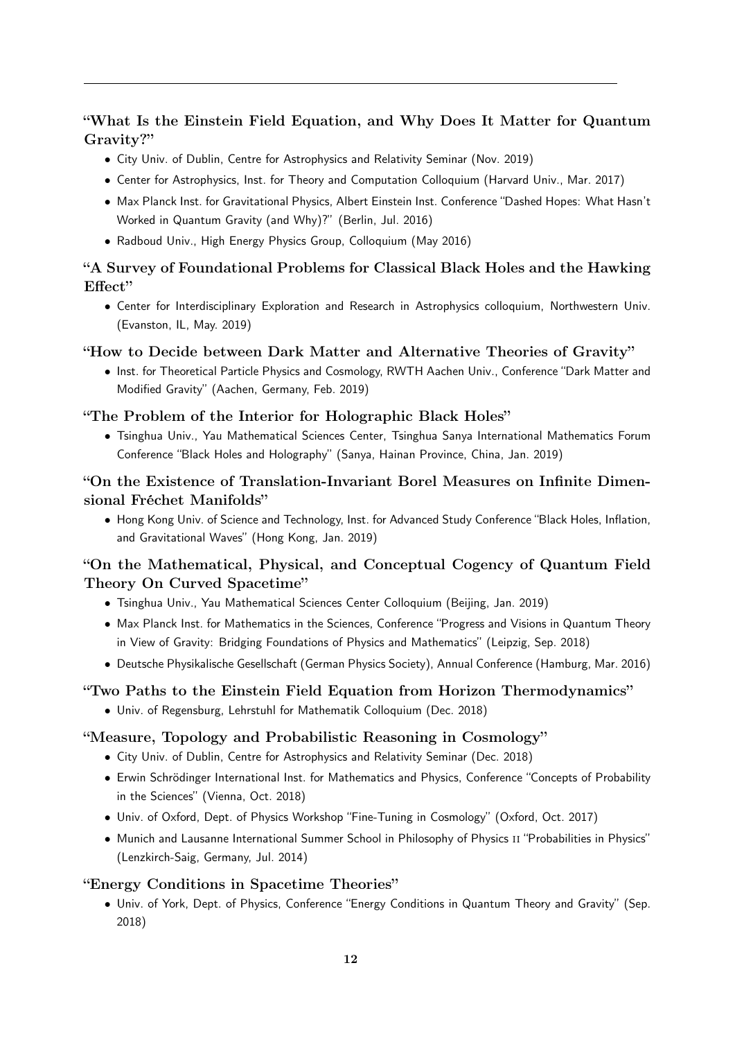**"What Is the Einstein Field Equation, and Why Does It Matter for Quantum Gravity?"**

- City Univ. of Dublin, Centre for Astrophysics and Relativity Seminar (Nov. 2019)
- Center for Astrophysics, Inst. for Theory and Computation Colloquium (Harvard Univ., Mar. 2017)
- Max Planck Inst. for Gravitational Physics, Albert Einstein Inst. Conference "Dashed Hopes: What Hasn't Worked in Quantum Gravity (and Why)?" (Berlin, Jul. 2016)
- Radboud Univ., High Energy Physics Group, Colloquium (May 2016)

**"A Survey of Foundational Problems for Classical Black Holes and the Hawking Effect"**

- Center for Interdisciplinary Exploration and Research in Astrophysics colloquium, Northwestern Univ. (Evanston, IL, May. 2019)

**"How to Decide between Dark Matter and Alternative Theories of Gravity"**

- Inst. for Theoretical Particle Physics and Cosmology, RWTH Aachen Univ., Conference "Dark Matter and Modified Gravity" (Aachen, Germany, Feb. 2019)

**"The Problem of the Interior for Holographic Black Holes"**

- Tsinghua Univ., Yau Mathematical Sciences Center, Tsinghua Sanya International Mathematics Forum Conference "Black Holes and Holography" (Sanya, Hainan Province, China, Jan. 2019)

**"On the Existence of Translation-Invariant Borel Measures on Infinite Dimensional Fréchet Manifolds"**

- Hong Kong Univ. of Science and Technology, Inst. for Advanced Study Conference "Black Holes, Inflation, and Gravitational Waves" (Hong Kong, Jan. 2019)

**"On the Mathematical, Physical, and Conceptual Cogency of Quantum Field Theory On Curved Spacetime"**

- Tsinghua Univ., Yau Mathematical Sciences Center Colloquium (Beijing, Jan. 2019)
- Max Planck Inst. for Mathematics in the Sciences, Conference "Progress and Visions in Quantum Theory in View of Gravity: Bridging Foundations of Physics and Mathematics" (Leipzig, Sep. 2018)
- Deutsche Physikalische Gesellschaft (German Physics Society), Annual Conference (Hamburg, Mar. 2016)

**"Two Paths to the Einstein Field Equation from Horizon Thermodynamics"**

- Univ. of Regensburg, Lehrstuhl for Mathematik Colloquium (Dec. 2018)

**"Measure, Topology and Probabilistic Reasoning in Cosmology"**

- City Univ. of Dublin, Centre for Astrophysics and Relativity Seminar (Dec. 2018)
- Erwin Schrödinger International Inst. for Mathematics and Physics, Conference "Concepts of Probability in the Sciences" (Vienna, Oct. 2018)
- Univ. of Oxford, Dept. of Physics Workshop "Fine-Tuning in Cosmology" (Oxford, Oct. 2017)
- Munich and Lausanne International Summer School in Philosophy of Physics II "Probabilities in Physics" (Lenzkirch-Saig, Germany, Jul. 2014)

**"Energy Conditions in Spacetime Theories"**

- Univ. of York, Dept. of Physics, Conference "Energy Conditions in Quantum Theory and Gravity" (Sep. 2018)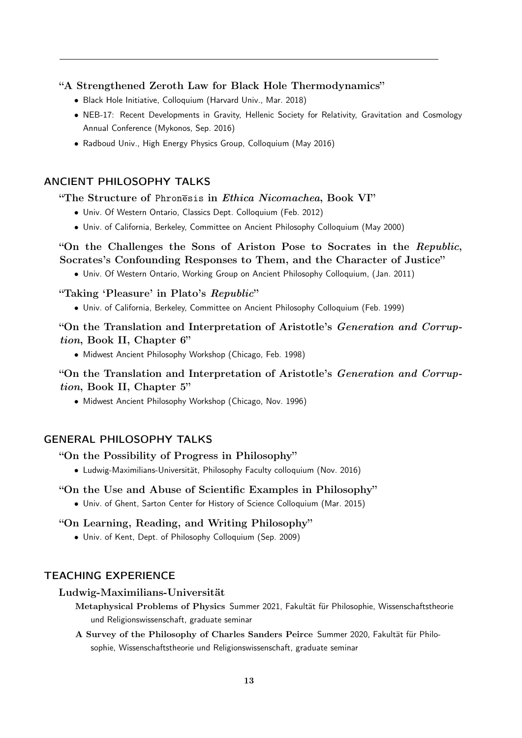---

**"A Strengthened Zeroth Law for Black Hole Thermodynamics"**

- Black Hole Initiative, Colloquium (Harvard Univ., Mar. 2018)
- NEB-17: Recent Developments in Gravity, Hellenic Society for Relativity, Gravitation and Cosmology Annual Conference (Mykonos, Sep. 2016)
- Radboud Univ., High Energy Physics Group, Colloquium (May 2016)

## ANCIENT PHILOSOPHY TALKS

**"The Structure of `Phronēsis` in *Ethica Nicomachea*, Book VI"**

- Univ. Of Western Ontario, Classics Dept. Colloquium (Feb. 2012)
- Univ. of California, Berkeley, Committee on Ancient Philosophy Colloquium (May 2000)

**"On the Challenges the Sons of Ariston Pose to Socrates in the *Republic*, Socrates's Confounding Responses to Them, and the Character of Justice"**

- Univ. Of Western Ontario, Working Group on Ancient Philosophy Colloquium, (Jan. 2011)

**"Taking 'Pleasure' in Plato's *Republic*"**

- Univ. of California, Berkeley, Committee on Ancient Philosophy Colloquium (Feb. 1999)

**"On the Translation and Interpretation of Aristotle's *Generation and Corruption*, Book II, Chapter 6"**

- Midwest Ancient Philosophy Workshop (Chicago, Feb. 1998)

**"On the Translation and Interpretation of Aristotle's *Generation and Corruption*, Book II, Chapter 5"**

- Midwest Ancient Philosophy Workshop (Chicago, Nov. 1996)

## GENERAL PHILOSOPHY TALKS

**"On the Possibility of Progress in Philosophy"**

- Ludwig-Maximilians-Universität, Philosophy Faculty colloquium (Nov. 2016)

**"On the Use and Abuse of Scientific Examples in Philosophy"**

- Univ. of Ghent, Sarton Center for History of Science Colloquium (Mar. 2015)

**"On Learning, Reading, and Writing Philosophy"**

- Univ. of Kent, Dept. of Philosophy Colloquium (Sep. 2009)

## TEACHING EXPERIENCE

**Ludwig-Maximilians-Universität**

**Metaphysical Problems of Physics** Summer 2021, Fakultät für Philosophie, Wissenschaftstheorie und Religionswissenschaft, graduate seminar

**A Survey of the Philosophy of Charles Sanders Peirce** Summer 2020, Fakultät für Philosophie, Wissenschaftstheorie und Religionswissenschaft, graduate seminar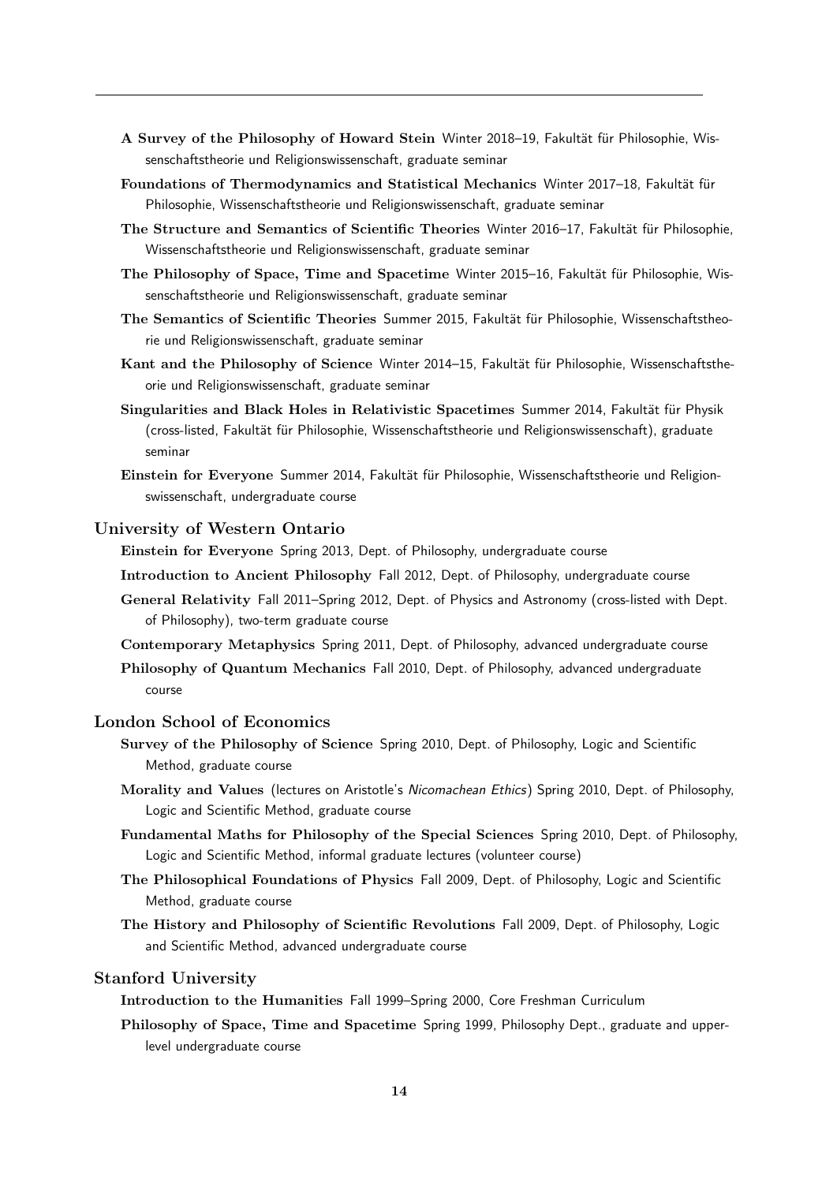**A Survey of the Philosophy of Howard Stein** Winter 2018–19, Fakultät für Philosophie, Wissenschaftstheorie und Religionswissenschaft, graduate seminar

**Foundations of Thermodynamics and Statistical Mechanics** Winter 2017–18, Fakultät für Philosophie, Wissenschaftstheorie und Religionswissenschaft, graduate seminar

**The Structure and Semantics of Scientific Theories** Winter 2016–17, Fakultät für Philosophie, Wissenschaftstheorie und Religionswissenschaft, graduate seminar

**The Philosophy of Space, Time and Spacetime** Winter 2015–16, Fakultät für Philosophie, Wissenschaftstheorie und Religionswissenschaft, graduate seminar

**The Semantics of Scientific Theories** Summer 2015, Fakultät für Philosophie, Wissenschaftstheorie und Religionswissenschaft, graduate seminar

**Kant and the Philosophy of Science** Winter 2014–15, Fakultät für Philosophie, Wissenschaftstheorie und Religionswissenschaft, graduate seminar

**Singularities and Black Holes in Relativistic Spacetimes** Summer 2014, Fakultät für Physik (cross-listed, Fakultät für Philosophie, Wissenschaftstheorie und Religionswissenschaft), graduate seminar

**Einstein for Everyone** Summer 2014, Fakultät für Philosophie, Wissenschaftstheorie und Religionswissenschaft, undergraduate course

### University of Western Ontario

**Einstein for Everyone** Spring 2013, Dept. of Philosophy, undergraduate course

**Introduction to Ancient Philosophy** Fall 2012, Dept. of Philosophy, undergraduate course

**General Relativity** Fall 2011–Spring 2012, Dept. of Physics and Astronomy (cross-listed with Dept. of Philosophy), two-term graduate course

**Contemporary Metaphysics** Spring 2011, Dept. of Philosophy, advanced undergraduate course

**Philosophy of Quantum Mechanics** Fall 2010, Dept. of Philosophy, advanced undergraduate course

### London School of Economics

**Survey of the Philosophy of Science** Spring 2010, Dept. of Philosophy, Logic and Scientific Method, graduate course

**Morality and Values** (lectures on Aristotle's *Nicomachean Ethics*) Spring 2010, Dept. of Philosophy, Logic and Scientific Method, graduate course

**Fundamental Maths for Philosophy of the Special Sciences** Spring 2010, Dept. of Philosophy, Logic and Scientific Method, informal graduate lectures (volunteer course)

**The Philosophical Foundations of Physics** Fall 2009, Dept. of Philosophy, Logic and Scientific Method, graduate course

**The History and Philosophy of Scientific Revolutions** Fall 2009, Dept. of Philosophy, Logic and Scientific Method, advanced undergraduate course

### Stanford University

**Introduction to the Humanities** Fall 1999–Spring 2000, Core Freshman Curriculum

**Philosophy of Space, Time and Spacetime** Spring 1999, Philosophy Dept., graduate and upper-level undergraduate course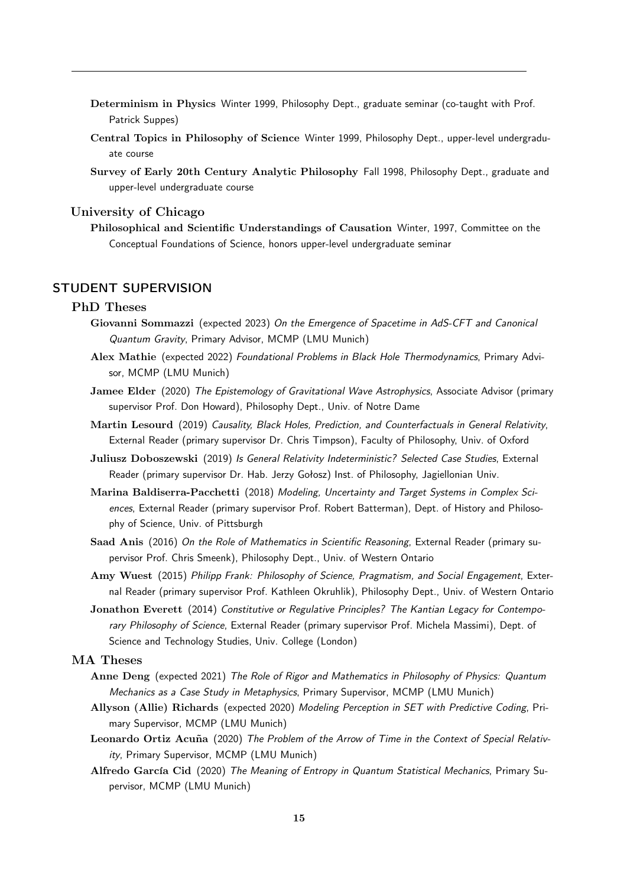**Determinism in Physics** Winter 1999, Philosophy Dept., graduate seminar (co-taught with Prof. Patrick Suppes)

**Central Topics in Philosophy of Science** Winter 1999, Philosophy Dept., upper-level undergraduate course

**Survey of Early 20th Century Analytic Philosophy** Fall 1998, Philosophy Dept., graduate and upper-level undergraduate course

### University of Chicago

**Philosophical and Scientific Understandings of Causation** Winter, 1997, Committee on the Conceptual Foundations of Science, honors upper-level undergraduate seminar

## STUDENT SUPERVISION

### PhD Theses

**Giovanni Sommazzi** (expected 2023) *On the Emergence of Spacetime in AdS-CFT and Canonical Quantum Gravity*, Primary Advisor, MCMP (LMU Munich)

**Alex Mathie** (expected 2022) *Foundational Problems in Black Hole Thermodynamics*, Primary Advisor, MCMP (LMU Munich)

**Jamee Elder** (2020) *The Epistemology of Gravitational Wave Astrophysics*, Associate Advisor (primary supervisor Prof. Don Howard), Philosophy Dept., Univ. of Notre Dame

**Martin Lesourd** (2019) *Causality, Black Holes, Prediction, and Counterfactuals in General Relativity*, External Reader (primary supervisor Dr. Chris Timpson), Faculty of Philosophy, Univ. of Oxford

**Juliusz Doboszewski** (2019) *Is General Relativity Indeterministic? Selected Case Studies*, External Reader (primary supervisor Dr. Hab. Jerzy Gołosz) Inst. of Philosophy, Jagiellonian Univ.

**Marina Baldiserra-Pacchetti** (2018) *Modeling, Uncertainty and Target Systems in Complex Sciences*, External Reader (primary supervisor Prof. Robert Batterman), Dept. of History and Philosophy of Science, Univ. of Pittsburgh

**Saad Anis** (2016) *On the Role of Mathematics in Scientific Reasoning*, External Reader (primary supervisor Prof. Chris Smeenk), Philosophy Dept., Univ. of Western Ontario

**Amy Wuest** (2015) *Philipp Frank: Philosophy of Science, Pragmatism, and Social Engagement*, External Reader (primary supervisor Prof. Kathleen Okruhlik), Philosophy Dept., Univ. of Western Ontario

**Jonathon Everett** (2014) *Constitutive or Regulative Principles? The Kantian Legacy for Contemporary Philosophy of Science*, External Reader (primary supervisor Prof. Michela Massimi), Dept. of Science and Technology Studies, Univ. College (London)

### MA Theses

**Anne Deng** (expected 2021) *The Role of Rigor and Mathematics in Philosophy of Physics: Quantum Mechanics as a Case Study in Metaphysics*, Primary Supervisor, MCMP (LMU Munich)

**Allyson (Allie) Richards** (expected 2020) *Modeling Perception in SET with Predictive Coding*, Primary Supervisor, MCMP (LMU Munich)

**Leonardo Ortiz Acuña** (2020) *The Problem of the Arrow of Time in the Context of Special Relativity*, Primary Supervisor, MCMP (LMU Munich)

**Alfredo García Cid** (2020) *The Meaning of Entropy in Quantum Statistical Mechanics*, Primary Supervisor, MCMP (LMU Munich)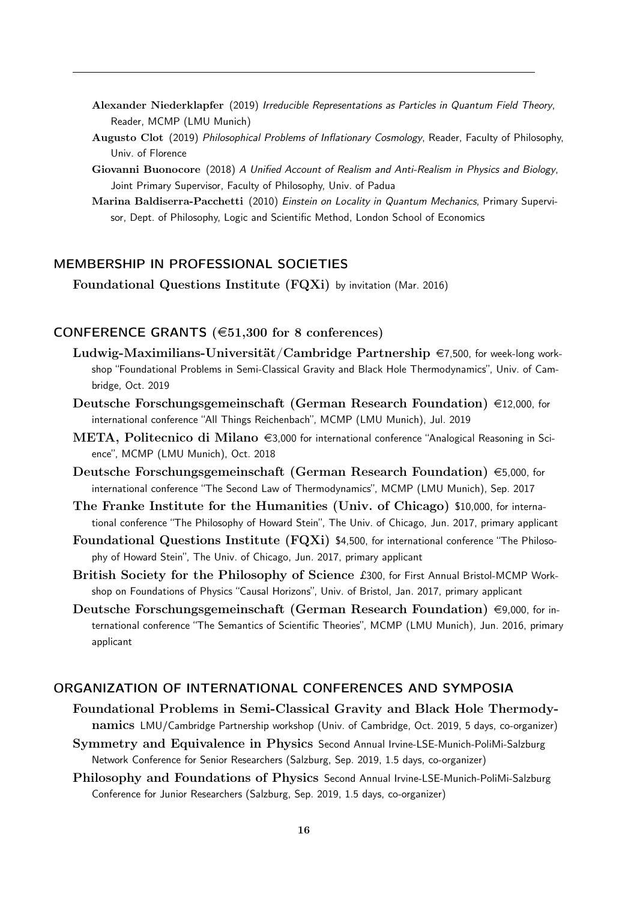**Alexander Niederklapfer** (2019) *Irreducible Representations as Particles in Quantum Field Theory*, Reader, MCMP (LMU Munich)

**Augusto Clot** (2019) *Philosophical Problems of Inflationary Cosmology*, Reader, Faculty of Philosophy, Univ. of Florence

**Giovanni Buonocore** (2018) *A Unified Account of Realism and Anti-Realism in Physics and Biology*, Joint Primary Supervisor, Faculty of Philosophy, Univ. of Padua

**Marina Baldiserra-Pacchetti** (2010) *Einstein on Locality in Quantum Mechanics*, Primary Supervisor, Dept. of Philosophy, Logic and Scientific Method, London School of Economics

## MEMBERSHIP IN PROFESSIONAL SOCIETIES

**Foundational Questions Institute (FQXi)** by invitation (Mar. 2016)

## CONFERENCE GRANTS (€51,300 for 8 conferences)

**Ludwig-Maximilians-Universität/Cambridge Partnership** €7,500, for week-long workshop "Foundational Problems in Semi-Classical Gravity and Black Hole Thermodynamics", Univ. of Cambridge, Oct. 2019

**Deutsche Forschungsgemeinschaft (German Research Foundation)** €12,000, for international conference "All Things Reichenbach", MCMP (LMU Munich), Jul. 2019

**META, Politecnico di Milano** €3,000 for international conference "Analogical Reasoning in Science", MCMP (LMU Munich), Oct. 2018

**Deutsche Forschungsgemeinschaft (German Research Foundation)** €5,000, for international conference "The Second Law of Thermodynamics", MCMP (LMU Munich), Sep. 2017

**The Franke Institute for the Humanities (Univ. of Chicago)** $10,000, for international conference "The Philosophy of Howard Stein", The Univ. of Chicago, Jun. 2017, primary applicant

**Foundational Questions Institute (FQXi)** $4,500, for international conference "The Philosophy of Howard Stein", The Univ. of Chicago, Jun. 2017, primary applicant

**British Society for the Philosophy of Science** £300, for First Annual Bristol-MCMP Workshop on Foundations of Physics "Causal Horizons", Univ. of Bristol, Jan. 2017, primary applicant

**Deutsche Forschungsgemeinschaft (German Research Foundation)** €9,000, for international conference "The Semantics of Scientific Theories", MCMP (LMU Munich), Jun. 2016, primary applicant

## ORGANIZATION OF INTERNATIONAL CONFERENCES AND SYMPOSIA

**Foundational Problems in Semi-Classical Gravity and Black Hole Thermodynamics** LMU/Cambridge Partnership workshop (Univ. of Cambridge, Oct. 2019, 5 days, co-organizer)

**Symmetry and Equivalence in Physics** Second Annual Irvine-LSE-Munich-PoliMi-Salzburg Network Conference for Senior Researchers (Salzburg, Sep. 2019, 1.5 days, co-organizer)

**Philosophy and Foundations of Physics** Second Annual Irvine-LSE-Munich-PoliMi-Salzburg Conference for Junior Researchers (Salzburg, Sep. 2019, 1.5 days, co-organizer)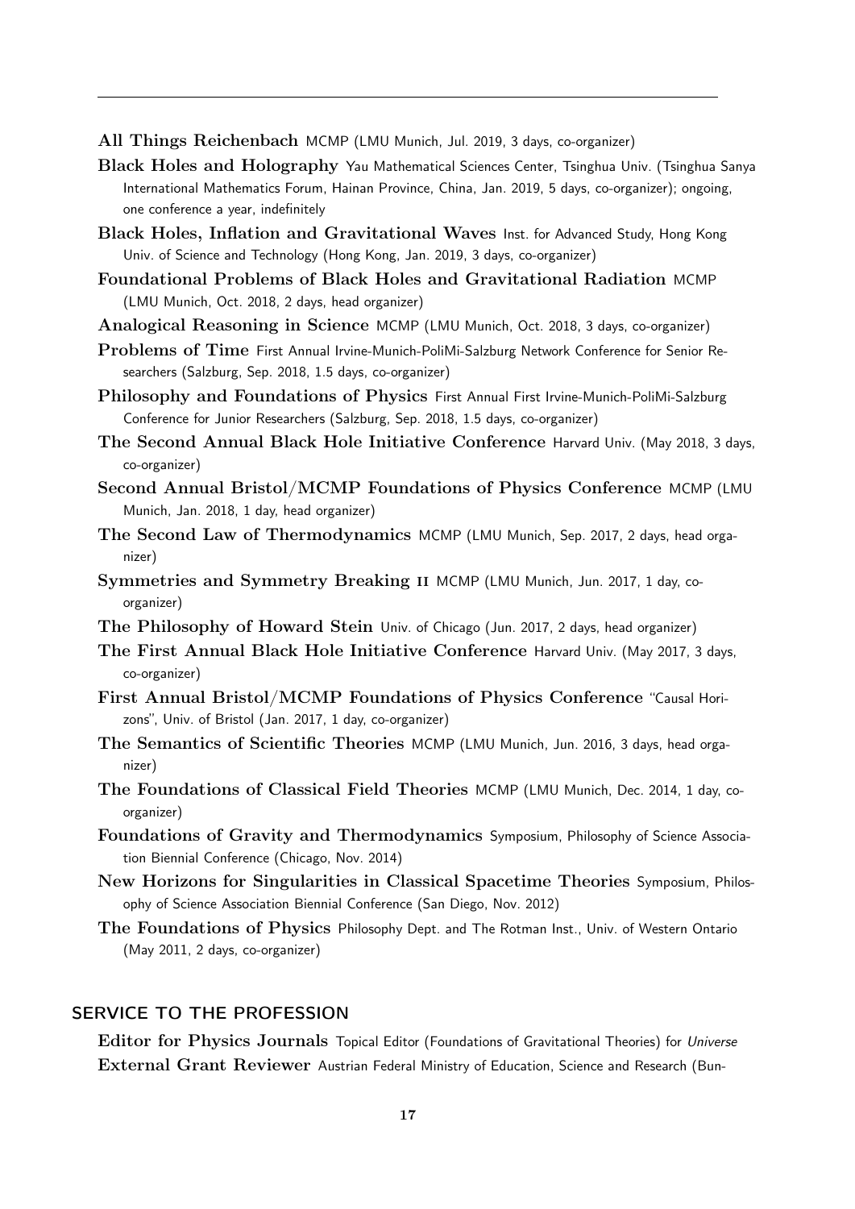**All Things Reichenbach** MCMP (LMU Munich, Jul. 2019, 3 days, co-organizer)

**Black Holes and Holography** Yau Mathematical Sciences Center, Tsinghua Univ. (Tsinghua Sanya International Mathematics Forum, Hainan Province, China, Jan. 2019, 5 days, co-organizer); ongoing, one conference a year, indefinitely

**Black Holes, Inflation and Gravitational Waves** Inst. for Advanced Study, Hong Kong Univ. of Science and Technology (Hong Kong, Jan. 2019, 3 days, co-organizer)

**Foundational Problems of Black Holes and Gravitational Radiation** MCMP (LMU Munich, Oct. 2018, 2 days, head organizer)

**Analogical Reasoning in Science** MCMP (LMU Munich, Oct. 2018, 3 days, co-organizer)

**Problems of Time** First Annual Irvine-Munich-PoliMi-Salzburg Network Conference for Senior Researchers (Salzburg, Sep. 2018, 1.5 days, co-organizer)

**Philosophy and Foundations of Physics** First Annual First Irvine-Munich-PoliMi-Salzburg Conference for Junior Researchers (Salzburg, Sep. 2018, 1.5 days, co-organizer)

**The Second Annual Black Hole Initiative Conference** Harvard Univ. (May 2018, 3 days, co-organizer)

**Second Annual Bristol/MCMP Foundations of Physics Conference** MCMP (LMU Munich, Jan. 2018, 1 day, head organizer)

**The Second Law of Thermodynamics** MCMP (LMU Munich, Sep. 2017, 2 days, head organizer)

**Symmetries and Symmetry Breaking II** MCMP (LMU Munich, Jun. 2017, 1 day, co-organizer)

**The Philosophy of Howard Stein** Univ. of Chicago (Jun. 2017, 2 days, head organizer)

**The First Annual Black Hole Initiative Conference** Harvard Univ. (May 2017, 3 days, co-organizer)

**First Annual Bristol/MCMP Foundations of Physics Conference** "Causal Horizons", Univ. of Bristol (Jan. 2017, 1 day, co-organizer)

**The Semantics of Scientific Theories** MCMP (LMU Munich, Jun. 2016, 3 days, head organizer)

**The Foundations of Classical Field Theories** MCMP (LMU Munich, Dec. 2014, 1 day, co-organizer)

**Foundations of Gravity and Thermodynamics** Symposium, Philosophy of Science Association Biennial Conference (Chicago, Nov. 2014)

**New Horizons for Singularities in Classical Spacetime Theories** Symposium, Philosophy of Science Association Biennial Conference (San Diego, Nov. 2012)

**The Foundations of Physics** Philosophy Dept. and The Rotman Inst., Univ. of Western Ontario (May 2011, 2 days, co-organizer)

## SERVICE TO THE PROFESSION

**Editor for Physics Journals** Topical Editor (Foundations of Gravitational Theories) for *Universe*

**External Grant Reviewer** Austrian Federal Ministry of Education, Science and Research (Bun-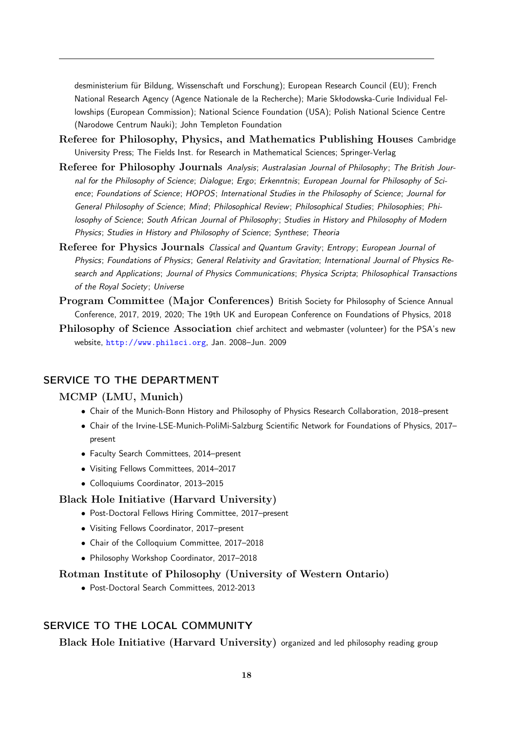desministerium für Bildung, Wissenschaft und Forschung); European Research Council (EU); French National Research Agency (Agence Nationale de la Recherche); Marie Skłodowska-Curie Individual Fellowships (European Commission); National Science Foundation (USA); Polish National Science Centre (Narodowe Centrum Nauki); John Templeton Foundation

**Referee for Philosophy, Physics, and Mathematics Publishing Houses** Cambridge University Press; The Fields Inst. for Research in Mathematical Sciences; Springer-Verlag

**Referee for Philosophy Journals** *Analysis*; *Australasian Journal of Philosophy*; *The British Journal for the Philosophy of Science*; *Dialogue*; *Ergo*; *Erkenntnis*; *European Journal for Philosophy of Science*; *Foundations of Science*; *HOPOS*; *International Studies in the Philosophy of Science*; *Journal for General Philosophy of Science*; *Mind*; *Philosophical Review*; *Philosophical Studies*; *Philosophies*; *Philosophy of Science*; *South African Journal of Philosophy*; *Studies in History and Philosophy of Modern Physics*; *Studies in History and Philosophy of Science*; *Synthese*; *Theoria*

**Referee for Physics Journals** *Classical and Quantum Gravity*; *Entropy*; *European Journal of Physics*; *Foundations of Physics*; *General Relativity and Gravitation*; *International Journal of Physics Research and Applications*; *Journal of Physics Communications*; *Physica Scripta*; *Philosophical Transactions of the Royal Society*; *Universe*

**Program Committee (Major Conferences)** British Society for Philosophy of Science Annual Conference, 2017, 2019, 2020; The 19th UK and European Conference on Foundations of Physics, 2018

**Philosophy of Science Association** chief architect and webmaster (volunteer) for the PSA's new website, http://www.philsci.org, Jan. 2008–Jun. 2009

## SERVICE TO THE DEPARTMENT

### MCMP (LMU, Munich)

- Chair of the Munich-Bonn History and Philosophy of Physics Research Collaboration, 2018–present
- Chair of the Irvine-LSE-Munich-PoliMi-Salzburg Scientific Network for Foundations of Physics, 2017–present
- Faculty Search Committees, 2014–present
- Visiting Fellows Committees, 2014–2017
- Colloquiums Coordinator, 2013–2015

### Black Hole Initiative (Harvard University)

- Post-Doctoral Fellows Hiring Committee, 2017–present
- Visiting Fellows Coordinator, 2017–present
- Chair of the Colloquium Committee, 2017–2018
- Philosophy Workshop Coordinator, 2017–2018

### Rotman Institute of Philosophy (University of Western Ontario)

- Post-Doctoral Search Committees, 2012-2013

## SERVICE TO THE LOCAL COMMUNITY

**Black Hole Initiative (Harvard University)** organized and led philosophy reading group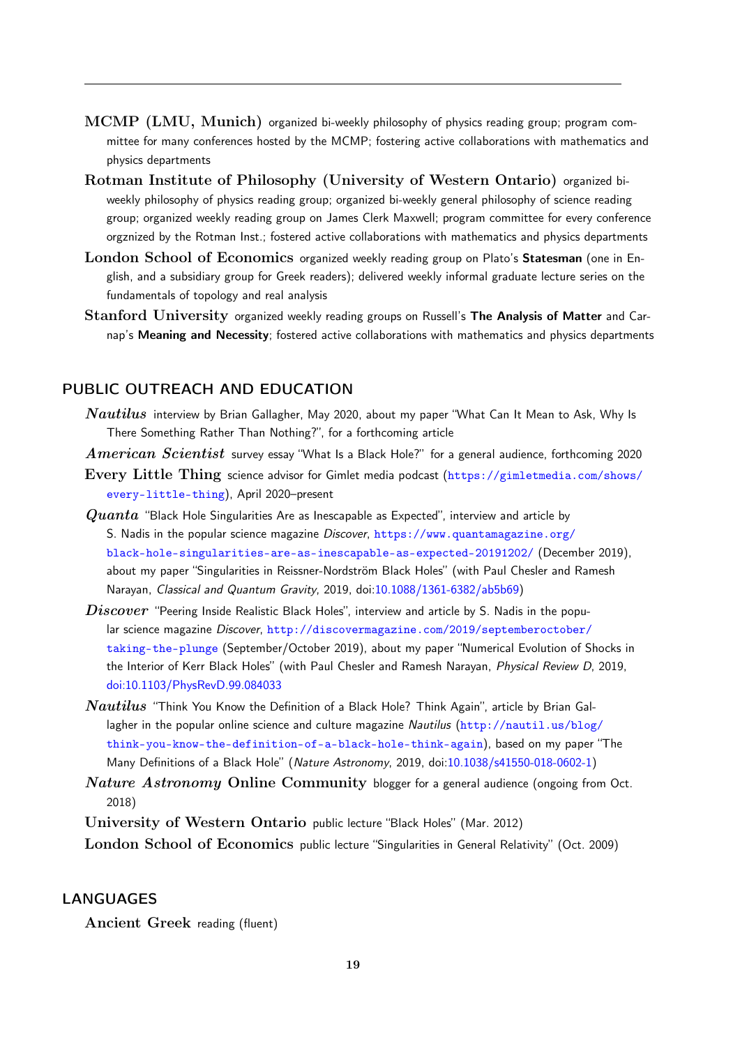---

**MCMP (LMU, Munich)** organized bi-weekly philosophy of physics reading group; program committee for many conferences hosted by the MCMP; fostering active collaborations with mathematics and physics departments

**Rotman Institute of Philosophy (University of Western Ontario)** organized bi-weekly philosophy of physics reading group; organized bi-weekly general philosophy of science reading group; organized weekly reading group on James Clerk Maxwell; program committee for every conference orgznized by the Rotman Inst.; fostered active collaborations with mathematics and physics departments

**London School of Economics** organized weekly reading group on Plato's **Statesman** (one in English, and a subsidiary group for Greek readers); delivered weekly informal graduate lecture series on the fundamentals of topology and real analysis

**Stanford University** organized weekly reading groups on Russell's **The Analysis of Matter** and Carnap's **Meaning and Necessity**; fostered active collaborations with mathematics and physics departments

## PUBLIC OUTREACH AND EDUCATION

***Nautilus*** interview by Brian Gallagher, May 2020, about my paper "What Can It Mean to Ask, Why Is There Something Rather Than Nothing?", for a forthcoming article

***American Scientist*** survey essay "What Is a Black Hole?" for a general audience, forthcoming 2020

**Every Little Thing** science advisor for Gimlet media podcast (https://gimletmedia.com/shows/every-little-thing), April 2020–present

***Quanta*** "Black Hole Singularities Are as Inescapable as Expected", interview and article by S. Nadis in the popular science magazine *Discover*, https://www.quantamagazine.org/black-hole-singularities-are-as-inescapable-as-expected-20191202/ (December 2019), about my paper "Singularities in Reissner-Nordström Black Holes" (with Paul Chesler and Ramesh Narayan, *Classical and Quantum Gravity*, 2019, doi:10.1088/1361-6382/ab5b69)

***Discover*** "Peering Inside Realistic Black Holes", interview and article by S. Nadis in the popular science magazine *Discover*, http://discovermagazine.com/2019/septemberoctober/taking-the-plunge (September/October 2019), about my paper "Numerical Evolution of Shocks in the Interior of Kerr Black Holes" (with Paul Chesler and Ramesh Narayan, *Physical Review D*, 2019, doi:10.1103/PhysRevD.99.084033

***Nautilus*** "Think You Know the Definition of a Black Hole? Think Again", article by Brian Gallagher in the popular online science and culture magazine *Nautilus* (http://nautil.us/blog/think-you-know-the-definition-of-a-black-hole-think-again), based on my paper "The Many Definitions of a Black Hole" (*Nature Astronomy*, 2019, doi:10.1038/s41550-018-0602-1)

***Nature Astronomy* Online Community** blogger for a general audience (ongoing from Oct. 2018)

**University of Western Ontario** public lecture "Black Holes" (Mar. 2012)

**London School of Economics** public lecture "Singularities in General Relativity" (Oct. 2009)

## LANGUAGES

**Ancient Greek** reading (fluent)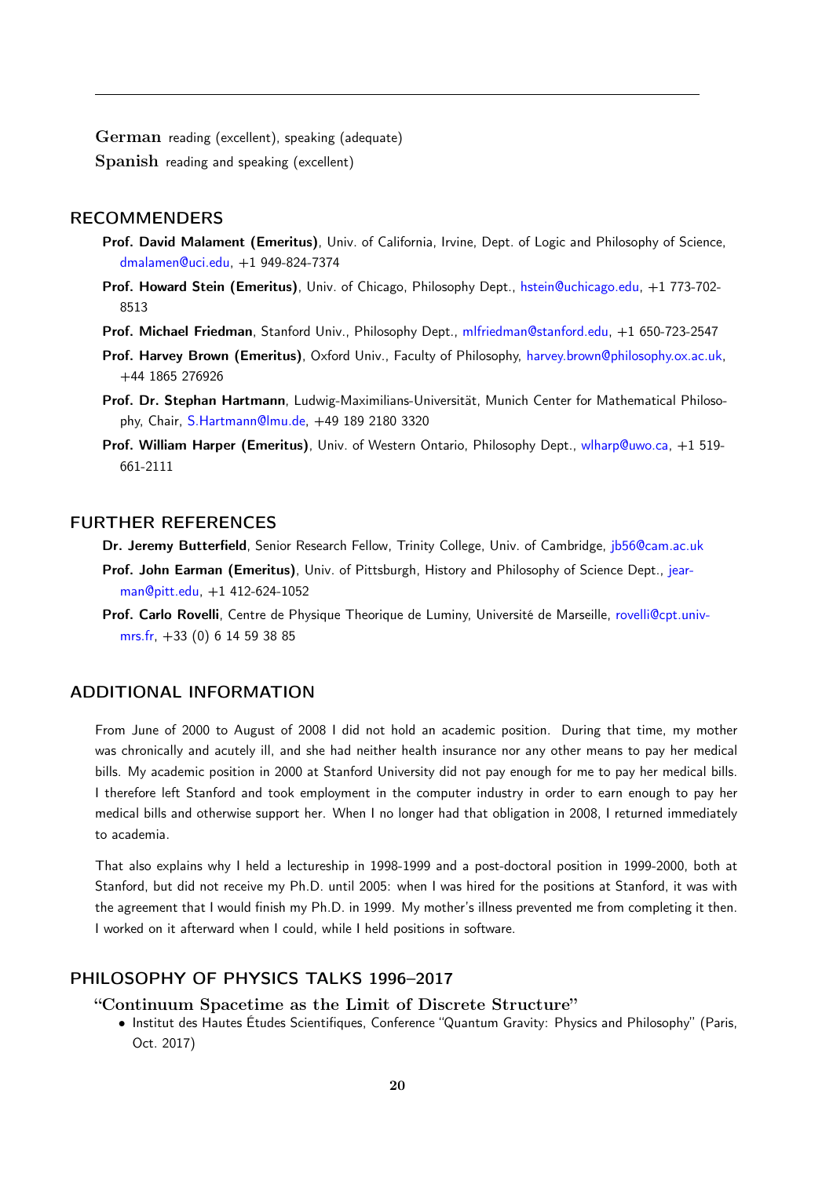---

**German** reading (excellent), speaking (adequate)

**Spanish** reading and speaking (excellent)

## RECOMMENDERS

**Prof. David Malament (Emeritus)**, Univ. of California, Irvine, Dept. of Logic and Philosophy of Science, dmalamen@uci.edu, +1 949-824-7374

**Prof. Howard Stein (Emeritus)**, Univ. of Chicago, Philosophy Dept., hstein@uchicago.edu, +1 773-702-8513

**Prof. Michael Friedman**, Stanford Univ., Philosophy Dept., mlfriedman@stanford.edu, +1 650-723-2547

**Prof. Harvey Brown (Emeritus)**, Oxford Univ., Faculty of Philosophy, harvey.brown@philosophy.ox.ac.uk, +44 1865 276926

**Prof. Dr. Stephan Hartmann**, Ludwig-Maximilians-Universität, Munich Center for Mathematical Philosophy, Chair, S.Hartmann@lmu.de, +49 189 2180 3320

**Prof. William Harper (Emeritus)**, Univ. of Western Ontario, Philosophy Dept., wlharp@uwo.ca, +1 519-661-2111

## FURTHER REFERENCES

**Dr. Jeremy Butterfield**, Senior Research Fellow, Trinity College, Univ. of Cambridge, jb56@cam.ac.uk

**Prof. John Earman (Emeritus)**, Univ. of Pittsburgh, History and Philosophy of Science Dept., jearman@pitt.edu, +1 412-624-1052

**Prof. Carlo Rovelli**, Centre de Physique Theorique de Luminy, Université de Marseille, rovelli@cpt.univ-mrs.fr, +33 (0) 6 14 59 38 85

## ADDITIONAL INFORMATION

From June of 2000 to August of 2008 I did not hold an academic position. During that time, my mother was chronically and acutely ill, and she had neither health insurance nor any other means to pay her medical bills. My academic position in 2000 at Stanford University did not pay enough for me to pay her medical bills. I therefore left Stanford and took employment in the computer industry in order to earn enough to pay her medical bills and otherwise support her. When I no longer had that obligation in 2008, I returned immediately to academia.

That also explains why I held a lectureship in 1998-1999 and a post-doctoral position in 1999-2000, both at Stanford, but did not receive my Ph.D. until 2005: when I was hired for the positions at Stanford, it was with the agreement that I would finish my Ph.D. in 1999. My mother's illness prevented me from completing it then. I worked on it afterward when I could, while I held positions in software.

## PHILOSOPHY OF PHYSICS TALKS 1996–2017

### "Continuum Spacetime as the Limit of Discrete Structure"

- Institut des Hautes Études Scientifiques, Conference "Quantum Gravity: Physics and Philosophy" (Paris, Oct. 2017)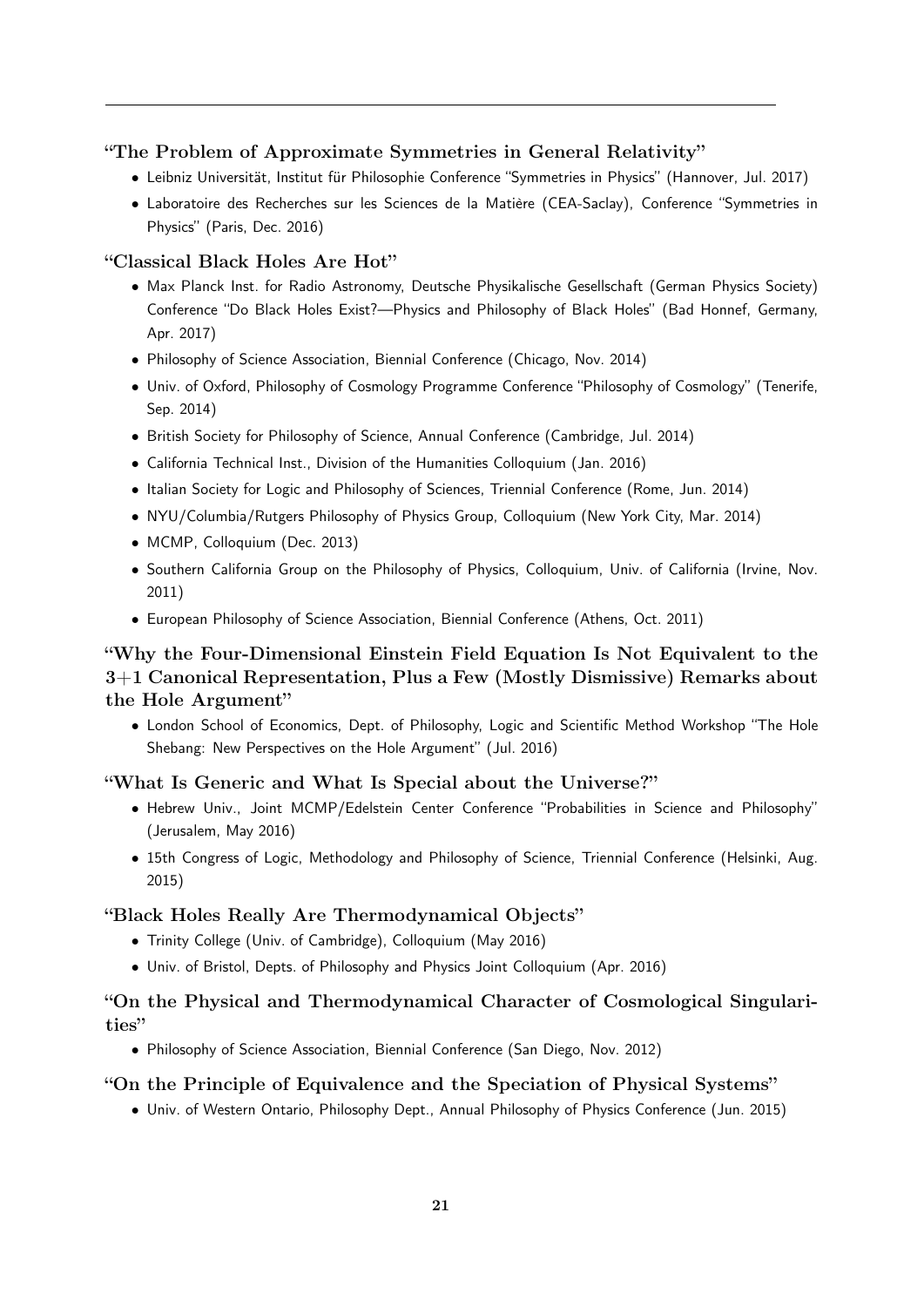**"The Problem of Approximate Symmetries in General Relativity"**

- Leibniz Universität, Institut für Philosophie Conference "Symmetries in Physics" (Hannover, Jul. 2017)
- Laboratoire des Recherches sur les Sciences de la Matière (CEA-Saclay), Conference "Symmetries in Physics" (Paris, Dec. 2016)

**"Classical Black Holes Are Hot"**

- Max Planck Inst. for Radio Astronomy, Deutsche Physikalische Gesellschaft (German Physics Society) Conference "Do Black Holes Exist?—Physics and Philosophy of Black Holes" (Bad Honnef, Germany, Apr. 2017)
- Philosophy of Science Association, Biennial Conference (Chicago, Nov. 2014)
- Univ. of Oxford, Philosophy of Cosmology Programme Conference "Philosophy of Cosmology" (Tenerife, Sep. 2014)
- British Society for Philosophy of Science, Annual Conference (Cambridge, Jul. 2014)
- California Technical Inst., Division of the Humanities Colloquium (Jan. 2016)
- Italian Society for Logic and Philosophy of Sciences, Triennial Conference (Rome, Jun. 2014)
- NYU/Columbia/Rutgers Philosophy of Physics Group, Colloquium (New York City, Mar. 2014)
- MCMP, Colloquium (Dec. 2013)
- Southern California Group on the Philosophy of Physics, Colloquium, Univ. of California (Irvine, Nov. 2011)
- European Philosophy of Science Association, Biennial Conference (Athens, Oct. 2011)

**"Why the Four-Dimensional Einstein Field Equation Is Not Equivalent to the 3+1 Canonical Representation, Plus a Few (Mostly Dismissive) Remarks about the Hole Argument"**

- London School of Economics, Dept. of Philosophy, Logic and Scientific Method Workshop "The Hole Shebang: New Perspectives on the Hole Argument" (Jul. 2016)

**"What Is Generic and What Is Special about the Universe?"**

- Hebrew Univ., Joint MCMP/Edelstein Center Conference "Probabilities in Science and Philosophy" (Jerusalem, May 2016)
- 15th Congress of Logic, Methodology and Philosophy of Science, Triennial Conference (Helsinki, Aug. 2015)

**"Black Holes Really Are Thermodynamical Objects"**

- Trinity College (Univ. of Cambridge), Colloquium (May 2016)
- Univ. of Bristol, Depts. of Philosophy and Physics Joint Colloquium (Apr. 2016)

**"On the Physical and Thermodynamical Character of Cosmological Singularities"**

- Philosophy of Science Association, Biennial Conference (San Diego, Nov. 2012)

**"On the Principle of Equivalence and the Speciation of Physical Systems"**

- Univ. of Western Ontario, Philosophy Dept., Annual Philosophy of Physics Conference (Jun. 2015)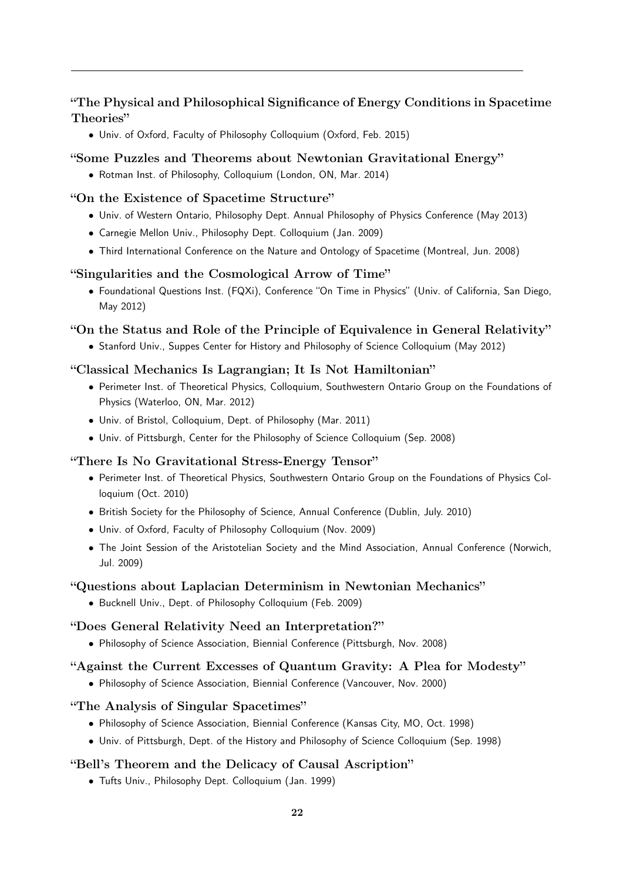---

**"The Physical and Philosophical Significance of Energy Conditions in Spacetime Theories"**

- Univ. of Oxford, Faculty of Philosophy Colloquium (Oxford, Feb. 2015)

**"Some Puzzles and Theorems about Newtonian Gravitational Energy"**

- Rotman Inst. of Philosophy, Colloquium (London, ON, Mar. 2014)

**"On the Existence of Spacetime Structure"**

- Univ. of Western Ontario, Philosophy Dept. Annual Philosophy of Physics Conference (May 2013)
- Carnegie Mellon Univ., Philosophy Dept. Colloquium (Jan. 2009)
- Third International Conference on the Nature and Ontology of Spacetime (Montreal, Jun. 2008)

**"Singularities and the Cosmological Arrow of Time"**

- Foundational Questions Inst. (FQXi), Conference "On Time in Physics" (Univ. of California, San Diego, May 2012)

**"On the Status and Role of the Principle of Equivalence in General Relativity"**

- Stanford Univ., Suppes Center for History and Philosophy of Science Colloquium (May 2012)

**"Classical Mechanics Is Lagrangian; It Is Not Hamiltonian"**

- Perimeter Inst. of Theoretical Physics, Colloquium, Southwestern Ontario Group on the Foundations of Physics (Waterloo, ON, Mar. 2012)
- Univ. of Bristol, Colloquium, Dept. of Philosophy (Mar. 2011)
- Univ. of Pittsburgh, Center for the Philosophy of Science Colloquium (Sep. 2008)

**"There Is No Gravitational Stress-Energy Tensor"**

- Perimeter Inst. of Theoretical Physics, Southwestern Ontario Group on the Foundations of Physics Colloquium (Oct. 2010)
- British Society for the Philosophy of Science, Annual Conference (Dublin, July. 2010)
- Univ. of Oxford, Faculty of Philosophy Colloquium (Nov. 2009)
- The Joint Session of the Aristotelian Society and the Mind Association, Annual Conference (Norwich, Jul. 2009)

**"Questions about Laplacian Determinism in Newtonian Mechanics"**

- Bucknell Univ., Dept. of Philosophy Colloquium (Feb. 2009)

**"Does General Relativity Need an Interpretation?"**

- Philosophy of Science Association, Biennial Conference (Pittsburgh, Nov. 2008)

**"Against the Current Excesses of Quantum Gravity: A Plea for Modesty"**

- Philosophy of Science Association, Biennial Conference (Vancouver, Nov. 2000)

**"The Analysis of Singular Spacetimes"**

- Philosophy of Science Association, Biennial Conference (Kansas City, MO, Oct. 1998)
- Univ. of Pittsburgh, Dept. of the History and Philosophy of Science Colloquium (Sep. 1998)

**"Bell's Theorem and the Delicacy of Causal Ascription"**

- Tufts Univ., Philosophy Dept. Colloquium (Jan. 1999)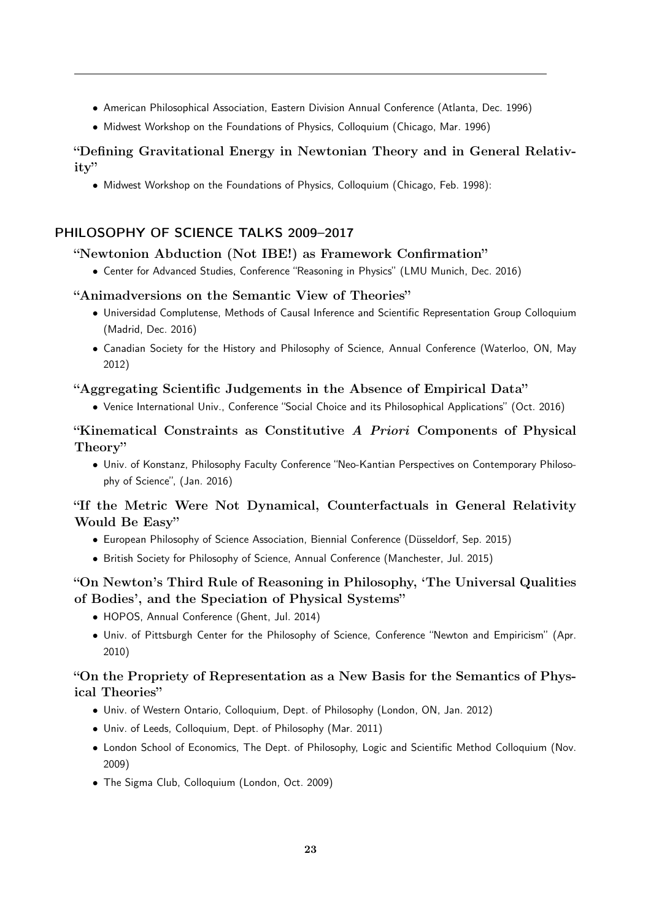- American Philosophical Association, Eastern Division Annual Conference (Atlanta, Dec. 1996)
- Midwest Workshop on the Foundations of Physics, Colloquium (Chicago, Mar. 1996)

### "Defining Gravitational Energy in Newtonian Theory and in General Relativity"

- Midwest Workshop on the Foundations of Physics, Colloquium (Chicago, Feb. 1998):

## PHILOSOPHY OF SCIENCE TALKS 2009–2017

### "Newtonion Abduction (Not IBE!) as Framework Confirmation"

- Center for Advanced Studies, Conference "Reasoning in Physics" (LMU Munich, Dec. 2016)

### "Animadversions on the Semantic View of Theories"

- Universidad Complutense, Methods of Causal Inference and Scientific Representation Group Colloquium (Madrid, Dec. 2016)
- Canadian Society for the History and Philosophy of Science, Annual Conference (Waterloo, ON, May 2012)

### "Aggregating Scientific Judgements in the Absence of Empirical Data"

- Venice International Univ., Conference "Social Choice and its Philosophical Applications" (Oct. 2016)

### "Kinematical Constraints as Constitutive *A Priori* Components of Physical Theory"

- Univ. of Konstanz, Philosophy Faculty Conference "Neo-Kantian Perspectives on Contemporary Philosophy of Science", (Jan. 2016)

### "If the Metric Were Not Dynamical, Counterfactuals in General Relativity Would Be Easy"

- European Philosophy of Science Association, Biennial Conference (Düsseldorf, Sep. 2015)
- British Society for Philosophy of Science, Annual Conference (Manchester, Jul. 2015)

### "On Newton's Third Rule of Reasoning in Philosophy, 'The Universal Qualities of Bodies', and the Speciation of Physical Systems"

- HOPOS, Annual Conference (Ghent, Jul. 2014)
- Univ. of Pittsburgh Center for the Philosophy of Science, Conference "Newton and Empiricism" (Apr. 2010)

### "On the Propriety of Representation as a New Basis for the Semantics of Physical Theories"

- Univ. of Western Ontario, Colloquium, Dept. of Philosophy (London, ON, Jan. 2012)
- Univ. of Leeds, Colloquium, Dept. of Philosophy (Mar. 2011)
- London School of Economics, The Dept. of Philosophy, Logic and Scientific Method Colloquium (Nov. 2009)
- The Sigma Club, Colloquium (London, Oct. 2009)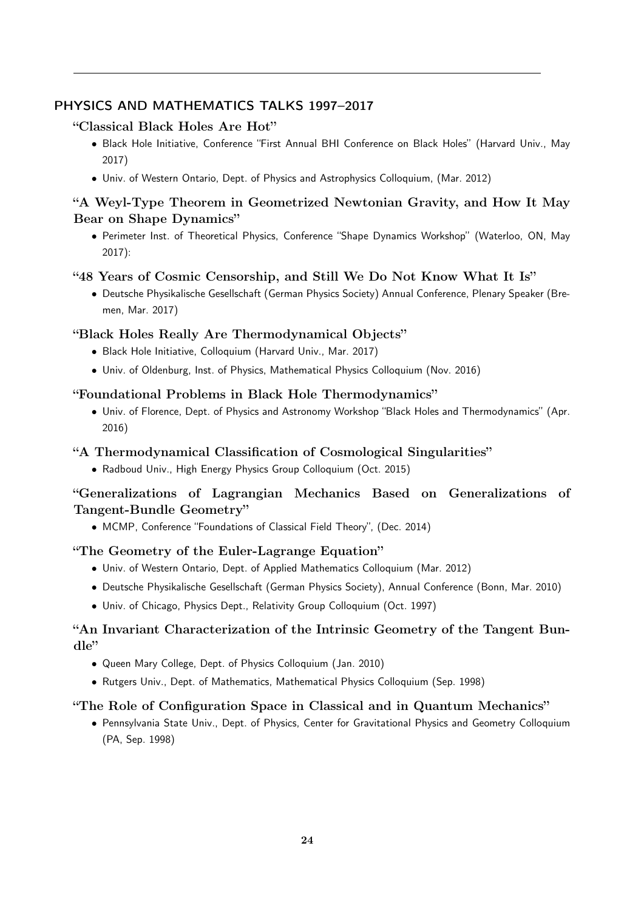## PHYSICS AND MATHEMATICS TALKS 1997–2017

### "Classical Black Holes Are Hot"

- Black Hole Initiative, Conference "First Annual BHI Conference on Black Holes" (Harvard Univ., May 2017)
- Univ. of Western Ontario, Dept. of Physics and Astrophysics Colloquium, (Mar. 2012)

### "A Weyl-Type Theorem in Geometrized Newtonian Gravity, and How It May Bear on Shape Dynamics"

- Perimeter Inst. of Theoretical Physics, Conference "Shape Dynamics Workshop" (Waterloo, ON, May 2017):

### "48 Years of Cosmic Censorship, and Still We Do Not Know What It Is"

- Deutsche Physikalische Gesellschaft (German Physics Society) Annual Conference, Plenary Speaker (Bremen, Mar. 2017)

### "Black Holes Really Are Thermodynamical Objects"

- Black Hole Initiative, Colloquium (Harvard Univ., Mar. 2017)
- Univ. of Oldenburg, Inst. of Physics, Mathematical Physics Colloquium (Nov. 2016)

### "Foundational Problems in Black Hole Thermodynamics"

- Univ. of Florence, Dept. of Physics and Astronomy Workshop "Black Holes and Thermodynamics" (Apr. 2016)

### "A Thermodynamical Classification of Cosmological Singularities"

- Radboud Univ., High Energy Physics Group Colloquium (Oct. 2015)

### "Generalizations of Lagrangian Mechanics Based on Generalizations of Tangent-Bundle Geometry"

- MCMP, Conference "Foundations of Classical Field Theory", (Dec. 2014)

### "The Geometry of the Euler-Lagrange Equation"

- Univ. of Western Ontario, Dept. of Applied Mathematics Colloquium (Mar. 2012)
- Deutsche Physikalische Gesellschaft (German Physics Society), Annual Conference (Bonn, Mar. 2010)
- Univ. of Chicago, Physics Dept., Relativity Group Colloquium (Oct. 1997)

### "An Invariant Characterization of the Intrinsic Geometry of the Tangent Bundle"

- Queen Mary College, Dept. of Physics Colloquium (Jan. 2010)
- Rutgers Univ., Dept. of Mathematics, Mathematical Physics Colloquium (Sep. 1998)

### "The Role of Configuration Space in Classical and in Quantum Mechanics"

- Pennsylvania State Univ., Dept. of Physics, Center for Gravitational Physics and Geometry Colloquium (PA, Sep. 1998)